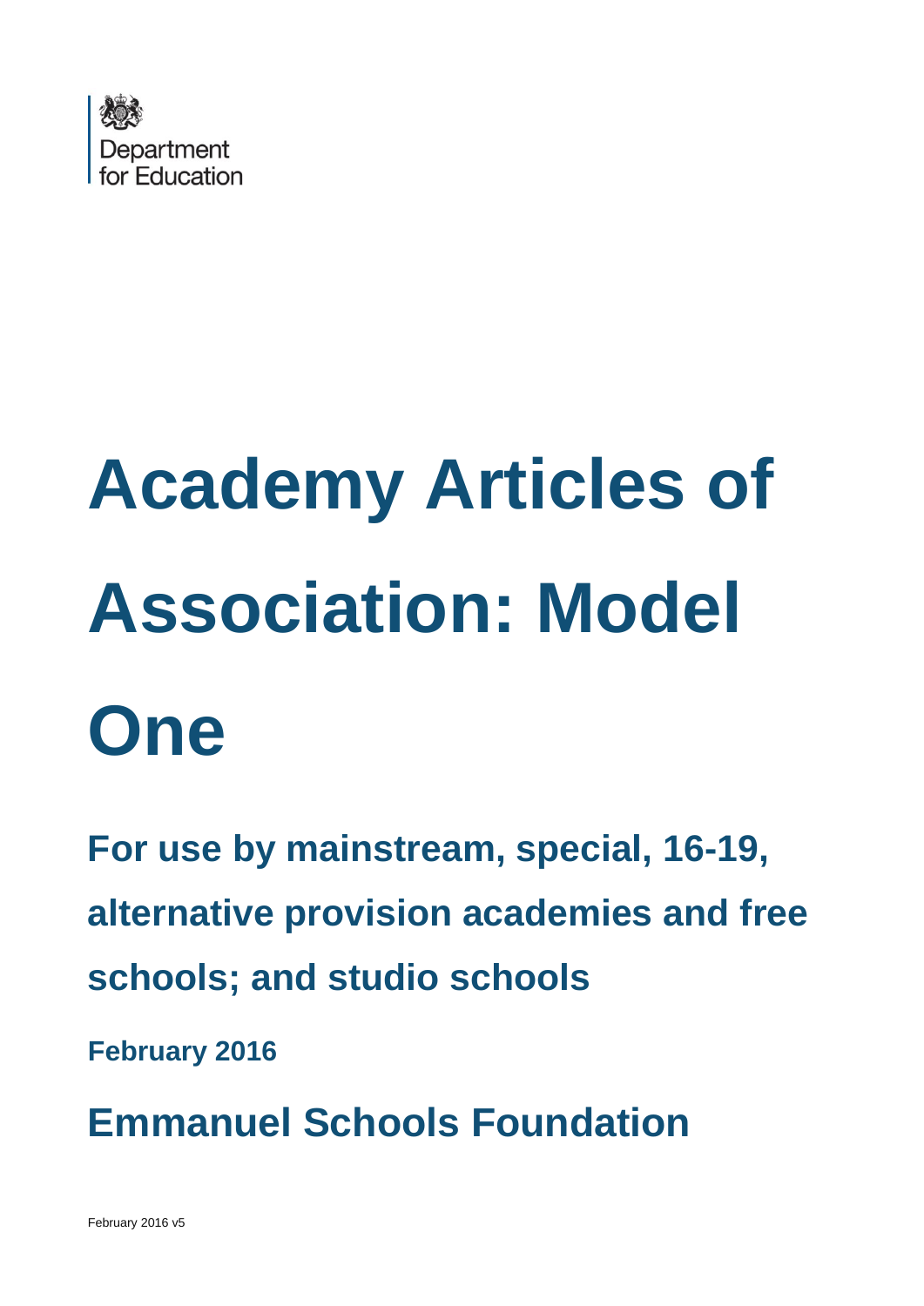Department for Education

# Academy Articles of Association: Model One

## For use by mainstream, special, 16-19, alternative provision academies and free schools; and studio schools

**February 2016**

## Emmanuel Schools Foundation

February 2016 v5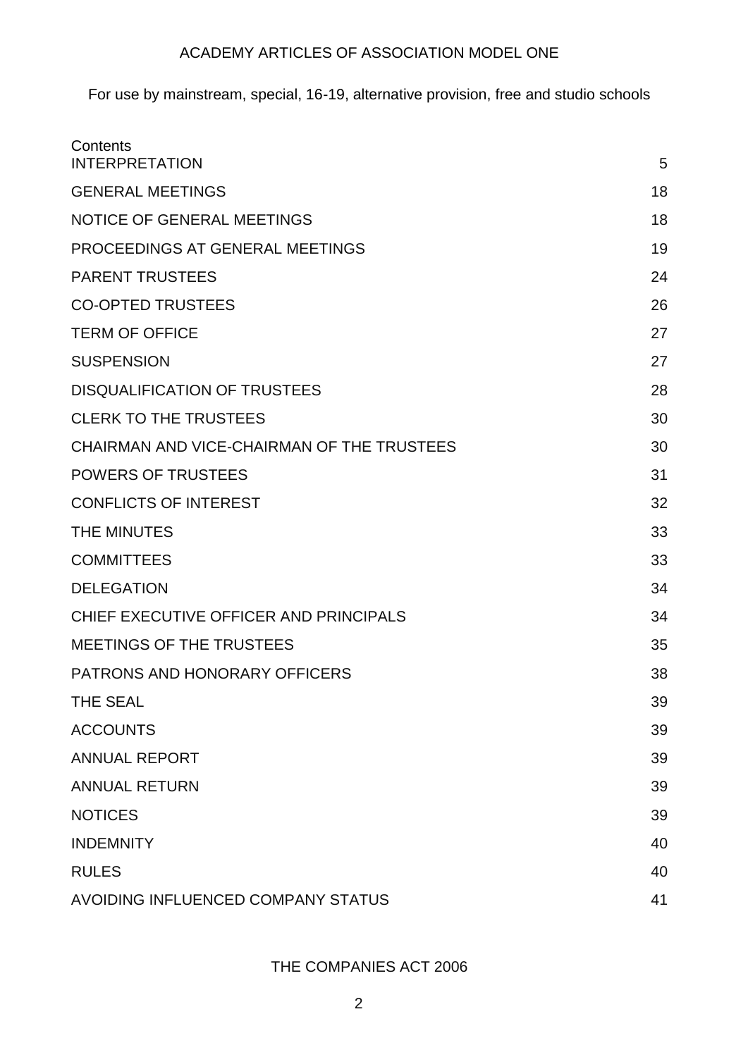ACADEMY ARTICLES OF ASSOCIATION MODEL ONE

For use by mainstream, special, 16-19, alternative provision, free and studio schools

Contents

| | |
|---|---|
| INTERPRETATION | 5 |
| GENERAL MEETINGS | 18 |
| NOTICE OF GENERAL MEETINGS | 18 |
| PROCEEDINGS AT GENERAL MEETINGS | 19 |
| PARENT TRUSTEES | 24 |
| CO-OPTED TRUSTEES | 26 |
| TERM OF OFFICE | 27 |
| SUSPENSION | 27 |
| DISQUALIFICATION OF TRUSTEES | 28 |
| CLERK TO THE TRUSTEES | 30 |
| CHAIRMAN AND VICE-CHAIRMAN OF THE TRUSTEES | 30 |
| POWERS OF TRUSTEES | 31 |
| CONFLICTS OF INTEREST | 32 |
| THE MINUTES | 33 |
| COMMITTEES | 33 |
| DELEGATION | 34 |
| CHIEF EXECUTIVE OFFICER AND PRINCIPALS | 34 |
| MEETINGS OF THE TRUSTEES | 35 |
| PATRONS AND HONORARY OFFICERS | 38 |
| THE SEAL | 39 |
| ACCOUNTS | 39 |
| ANNUAL REPORT | 39 |
| ANNUAL RETURN | 39 |
| NOTICES | 39 |
| INDEMNITY | 40 |
| RULES | 40 |
| AVOIDING INFLUENCED COMPANY STATUS | 41 |

THE COMPANIES ACT 2006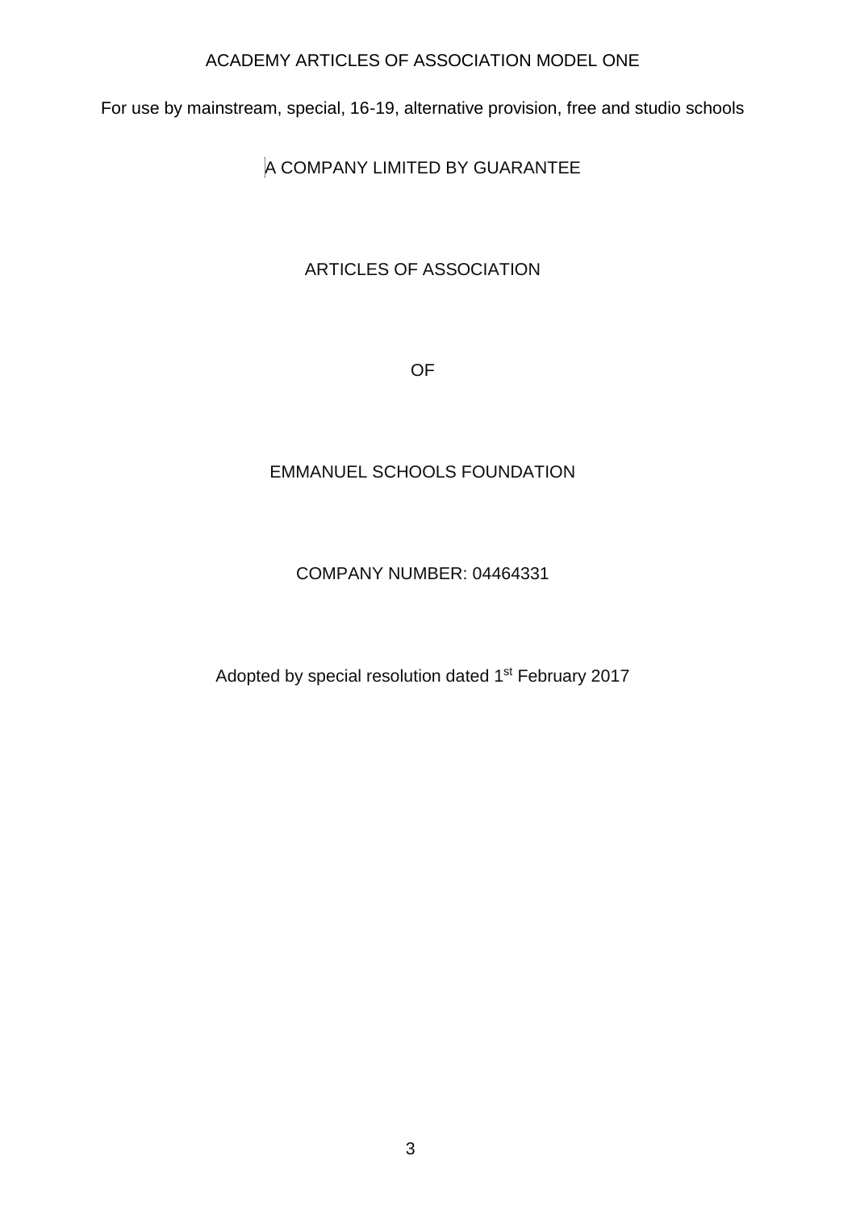ACADEMY ARTICLES OF ASSOCIATION MODEL ONE

For use by mainstream, special, 16-19, alternative provision, free and studio schools

A COMPANY LIMITED BY GUARANTEE

# ARTICLES OF ASSOCIATION

OF

# EMMANUEL SCHOOLS FOUNDATION

COMPANY NUMBER: 04464331

Adopted by special resolution dated 1st February 2017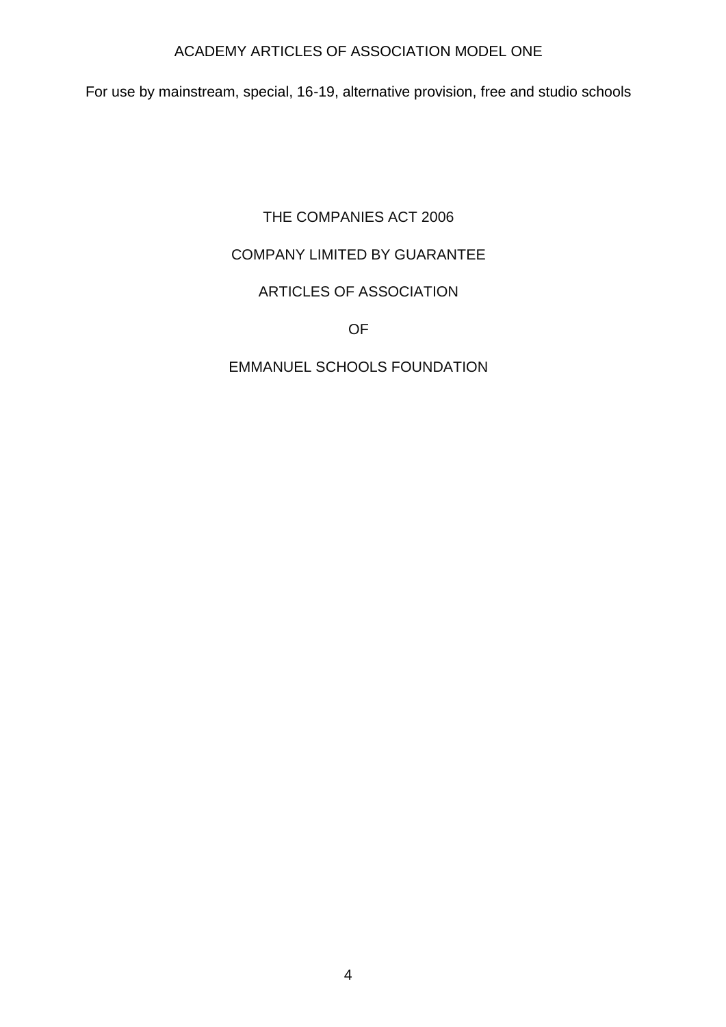ACADEMY ARTICLES OF ASSOCIATION MODEL ONE

For use by mainstream, special, 16-19, alternative provision, free and studio schools

THE COMPANIES ACT 2006

COMPANY LIMITED BY GUARANTEE

ARTICLES OF ASSOCIATION

OF

EMMANUEL SCHOOLS FOUNDATION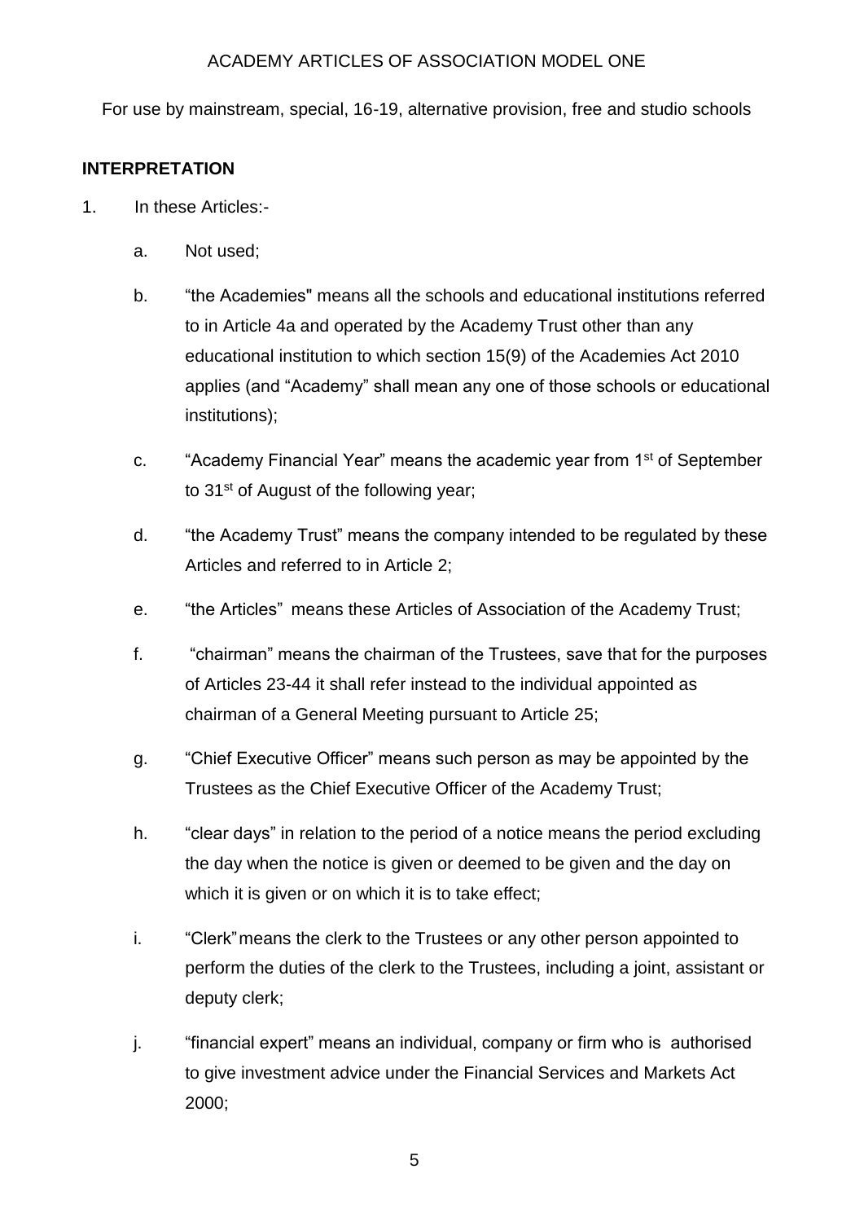ACADEMY ARTICLES OF ASSOCIATION MODEL ONE

For use by mainstream, special, 16-19, alternative provision, free and studio schools

## INTERPRETATION

1. In these Articles:-

   a. Not used;

   b. "the Academies" means all the schools and educational institutions referred to in Article 4a and operated by the Academy Trust other than any educational institution to which section 15(9) of the Academies Act 2010 applies (and "Academy" shall mean any one of those schools or educational institutions);

   c. "Academy Financial Year" means the academic year from 1st of September to 31st of August of the following year;

   d. "the Academy Trust" means the company intended to be regulated by these Articles and referred to in Article 2;

   e. "the Articles" means these Articles of Association of the Academy Trust;

   f. "chairman" means the chairman of the Trustees, save that for the purposes of Articles 23-44 it shall refer instead to the individual appointed as chairman of a General Meeting pursuant to Article 25;

   g. "Chief Executive Officer" means such person as may be appointed by the Trustees as the Chief Executive Officer of the Academy Trust;

   h. "clear days" in relation to the period of a notice means the period excluding the day when the notice is given or deemed to be given and the day on which it is given or on which it is to take effect;

   i. "Clerk" means the clerk to the Trustees or any other person appointed to perform the duties of the clerk to the Trustees, including a joint, assistant or deputy clerk;

   j. "financial expert" means an individual, company or firm who is authorised to give investment advice under the Financial Services and Markets Act 2000;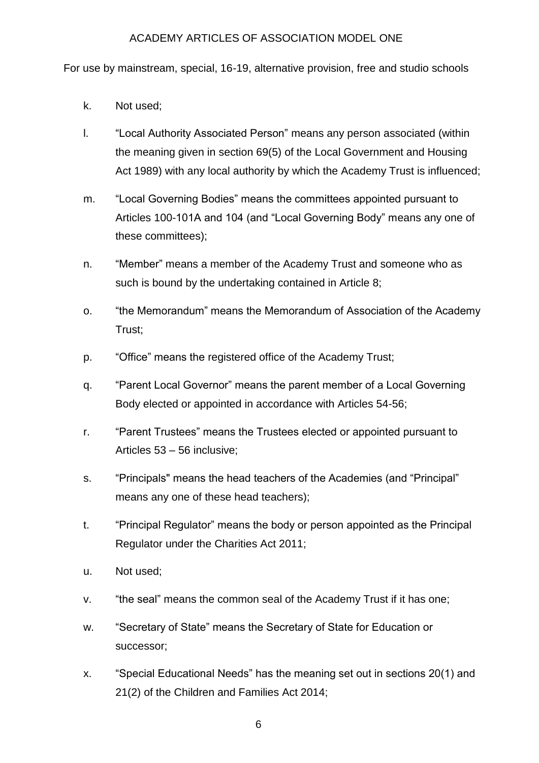k. Not used;

l. "Local Authority Associated Person" means any person associated (within the meaning given in section 69(5) of the Local Government and Housing Act 1989) with any local authority by which the Academy Trust is influenced;

m. "Local Governing Bodies" means the committees appointed pursuant to Articles 100-101A and 104 (and "Local Governing Body" means any one of these committees);

n. "Member" means a member of the Academy Trust and someone who as such is bound by the undertaking contained in Article 8;

o. "the Memorandum" means the Memorandum of Association of the Academy Trust;

p. "Office" means the registered office of the Academy Trust;

q. "Parent Local Governor" means the parent member of a Local Governing Body elected or appointed in accordance with Articles 54-56;

r. "Parent Trustees" means the Trustees elected or appointed pursuant to Articles 53 – 56 inclusive;

s. "Principals" means the head teachers of the Academies (and "Principal" means any one of these head teachers);

t. "Principal Regulator" means the body or person appointed as the Principal Regulator under the Charities Act 2011;

u. Not used;

v. "the seal" means the common seal of the Academy Trust if it has one;

w. "Secretary of State" means the Secretary of State for Education or successor;

x. "Special Educational Needs" has the meaning set out in sections 20(1) and 21(2) of the Children and Families Act 2014;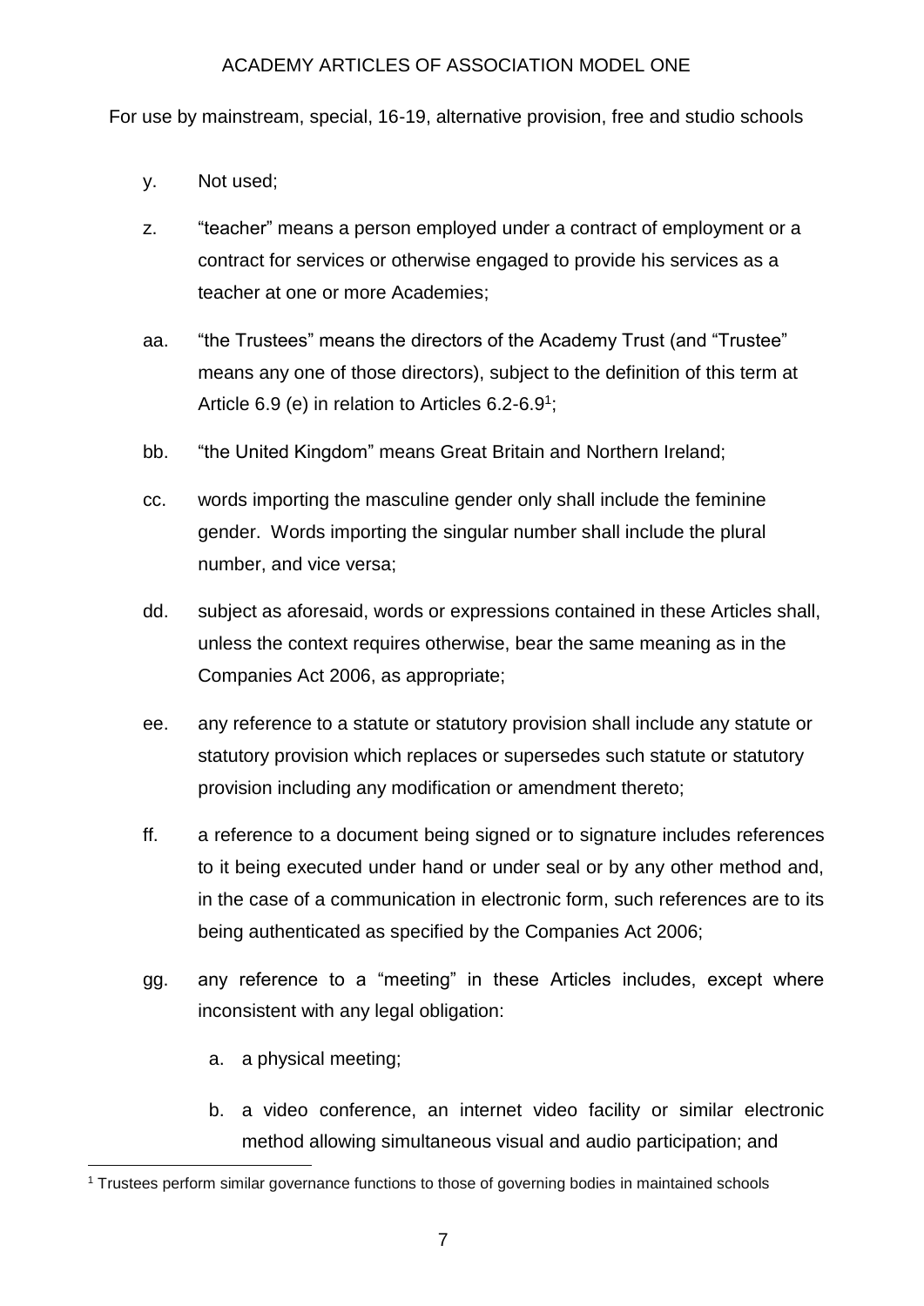y. Not used;

z. "teacher" means a person employed under a contract of employment or a contract for services or otherwise engaged to provide his services as a teacher at one or more Academies;

aa. "the Trustees" means the directors of the Academy Trust (and "Trustee" means any one of those directors), subject to the definition of this term at Article 6.9 (e) in relation to Articles 6.2-6.9[1];

bb. "the United Kingdom" means Great Britain and Northern Ireland;

cc. words importing the masculine gender only shall include the feminine gender. Words importing the singular number shall include the plural number, and vice versa;

dd. subject as aforesaid, words or expressions contained in these Articles shall, unless the context requires otherwise, bear the same meaning as in the Companies Act 2006, as appropriate;

ee. any reference to a statute or statutory provision shall include any statute or statutory provision which replaces or supersedes such statute or statutory provision including any modification or amendment thereto;

ff. a reference to a document being signed or to signature includes references to it being executed under hand or under seal or by any other method and, in the case of a communication in electronic form, such references are to its being authenticated as specified by the Companies Act 2006;

gg. any reference to a "meeting" in these Articles includes, except where inconsistent with any legal obligation:

   a. a physical meeting;

   b. a video conference, an internet video facility or similar electronic method allowing simultaneous visual and audio participation; and

[1] Trustees perform similar governance functions to those of governing bodies in maintained schools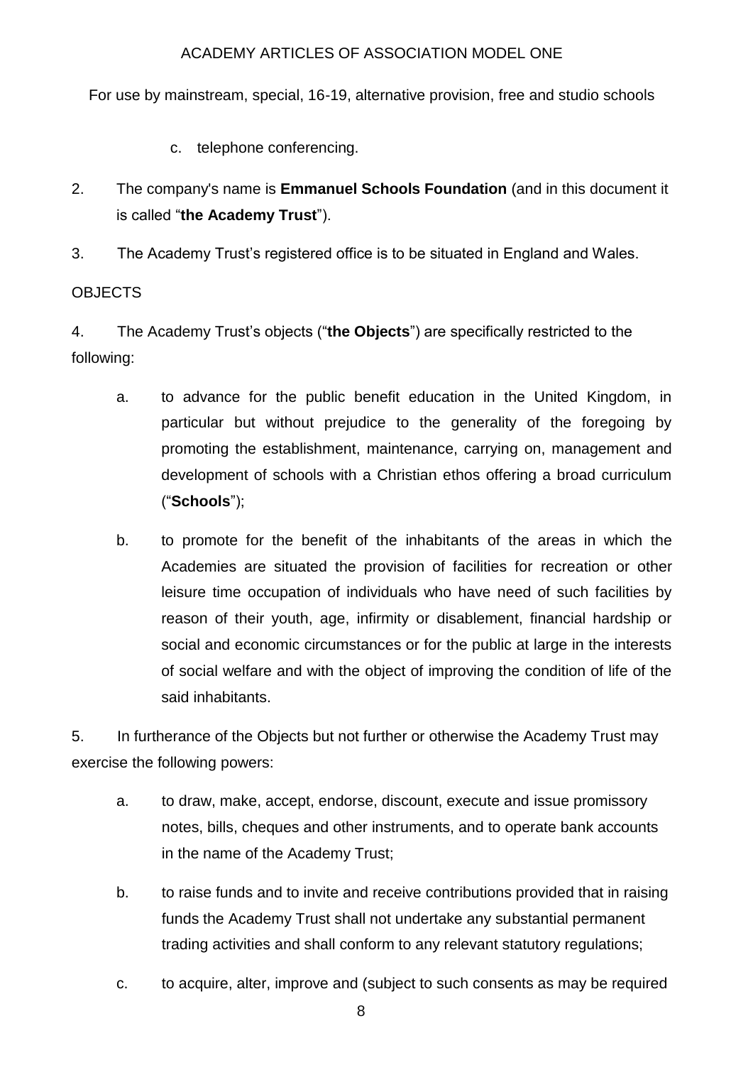c. telephone conferencing.

2. The company's name is **Emmanuel Schools Foundation** (and in this document it is called "**the Academy Trust**").

3. The Academy Trust's registered office is to be situated in England and Wales.

OBJECTS

4. The Academy Trust's objects ("**the Objects**") are specifically restricted to the following:

   a. to advance for the public benefit education in the United Kingdom, in particular but without prejudice to the generality of the foregoing by promoting the establishment, maintenance, carrying on, management and development of schools with a Christian ethos offering a broad curriculum ("**Schools**");

   b. to promote for the benefit of the inhabitants of the areas in which the Academies are situated the provision of facilities for recreation or other leisure time occupation of individuals who have need of such facilities by reason of their youth, age, infirmity or disablement, financial hardship or social and economic circumstances or for the public at large in the interests of social welfare and with the object of improving the condition of life of the said inhabitants.

5. In furtherance of the Objects but not further or otherwise the Academy Trust may exercise the following powers:

   a. to draw, make, accept, endorse, discount, execute and issue promissory notes, bills, cheques and other instruments, and to operate bank accounts in the name of the Academy Trust;

   b. to raise funds and to invite and receive contributions provided that in raising funds the Academy Trust shall not undertake any substantial permanent trading activities and shall conform to any relevant statutory regulations;

   c. to acquire, alter, improve and (subject to such consents as may be required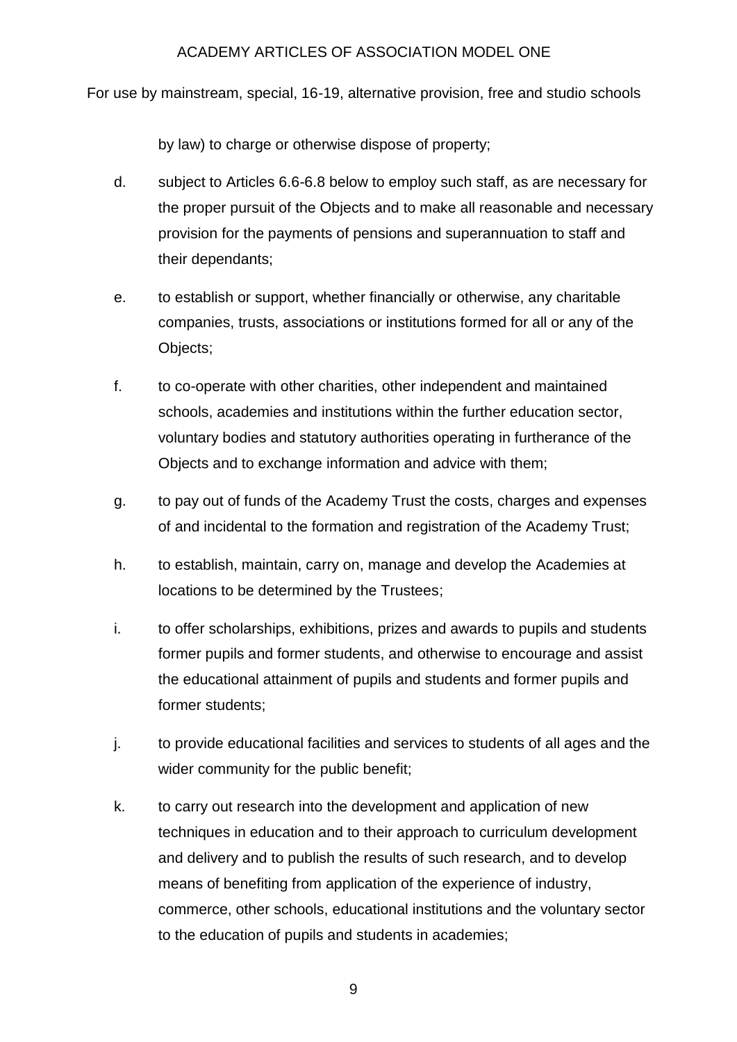by law) to charge or otherwise dispose of property;

d. subject to Articles 6.6-6.8 below to employ such staff, as are necessary for the proper pursuit of the Objects and to make all reasonable and necessary provision for the payments of pensions and superannuation to staff and their dependants;

e. to establish or support, whether financially or otherwise, any charitable companies, trusts, associations or institutions formed for all or any of the Objects;

f. to co-operate with other charities, other independent and maintained schools, academies and institutions within the further education sector, voluntary bodies and statutory authorities operating in furtherance of the Objects and to exchange information and advice with them;

g. to pay out of funds of the Academy Trust the costs, charges and expenses of and incidental to the formation and registration of the Academy Trust;

h. to establish, maintain, carry on, manage and develop the Academies at locations to be determined by the Trustees;

i. to offer scholarships, exhibitions, prizes and awards to pupils and students former pupils and former students, and otherwise to encourage and assist the educational attainment of pupils and students and former pupils and former students;

j. to provide educational facilities and services to students of all ages and the wider community for the public benefit;

k. to carry out research into the development and application of new techniques in education and to their approach to curriculum development and delivery and to publish the results of such research, and to develop means of benefiting from application of the experience of industry, commerce, other schools, educational institutions and the voluntary sector to the education of pupils and students in academies;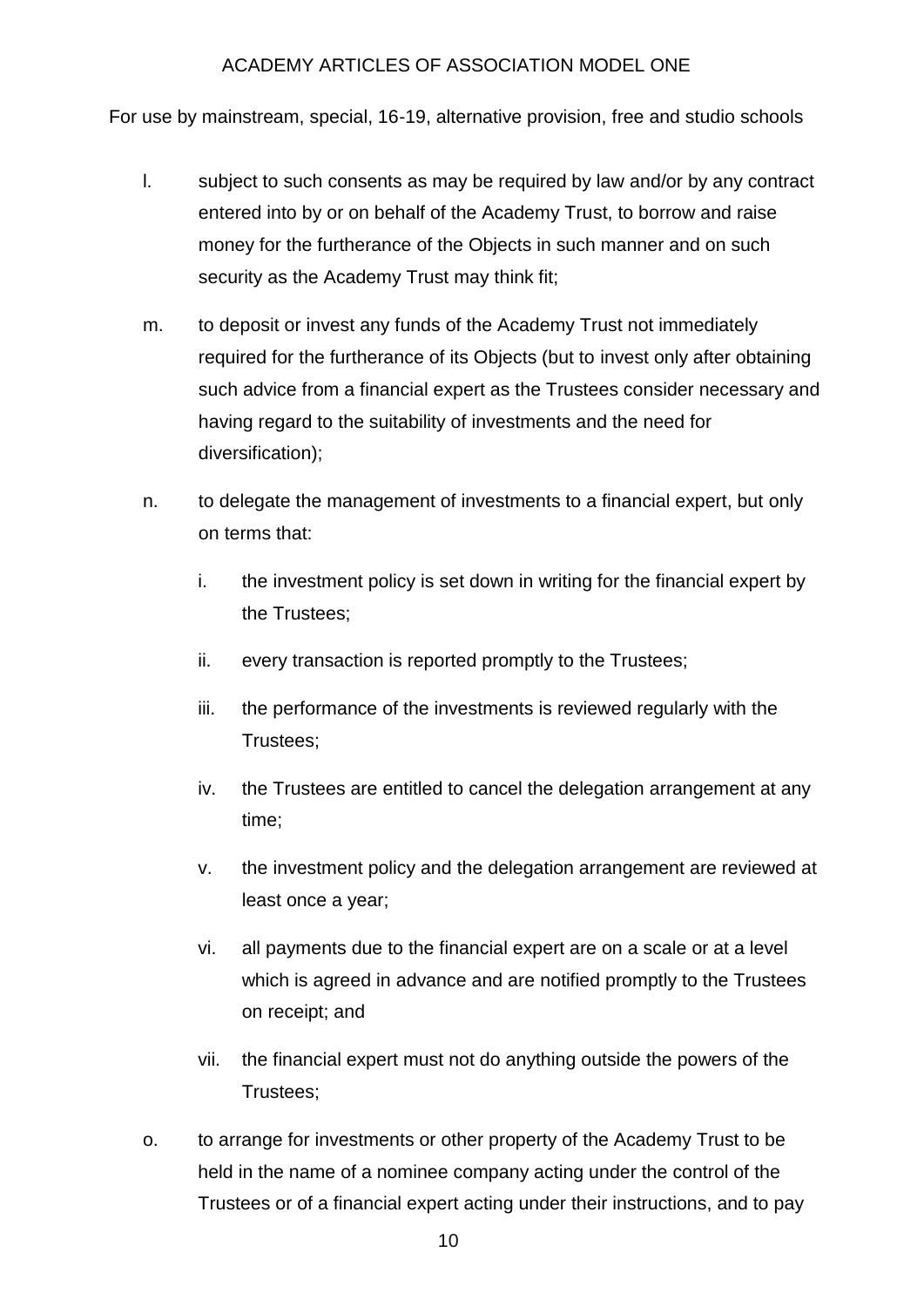l. subject to such consents as may be required by law and/or by any contract entered into by or on behalf of the Academy Trust, to borrow and raise money for the furtherance of the Objects in such manner and on such security as the Academy Trust may think fit;

m. to deposit or invest any funds of the Academy Trust not immediately required for the furtherance of its Objects (but to invest only after obtaining such advice from a financial expert as the Trustees consider necessary and having regard to the suitability of investments and the need for diversification);

n. to delegate the management of investments to a financial expert, but only on terms that:

   i. the investment policy is set down in writing for the financial expert by the Trustees;

   ii. every transaction is reported promptly to the Trustees;

   iii. the performance of the investments is reviewed regularly with the Trustees;

   iv. the Trustees are entitled to cancel the delegation arrangement at any time;

   v. the investment policy and the delegation arrangement are reviewed at least once a year;

   vi. all payments due to the financial expert are on a scale or at a level which is agreed in advance and are notified promptly to the Trustees on receipt; and

   vii. the financial expert must not do anything outside the powers of the Trustees;

o. to arrange for investments or other property of the Academy Trust to be held in the name of a nominee company acting under the control of the Trustees or of a financial expert acting under their instructions, and to pay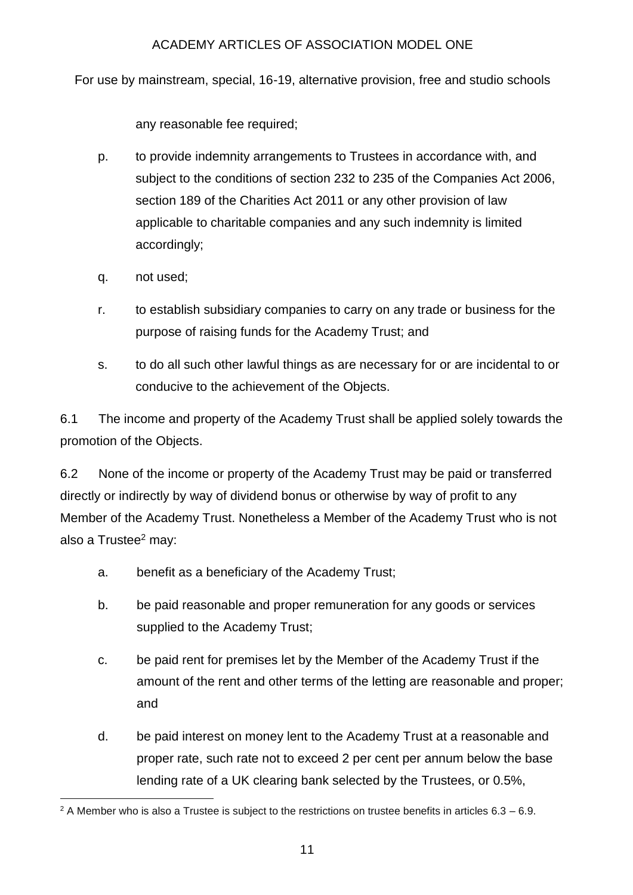any reasonable fee required;

p. to provide indemnity arrangements to Trustees in accordance with, and subject to the conditions of section 232 to 235 of the Companies Act 2006, section 189 of the Charities Act 2011 or any other provision of law applicable to charitable companies and any such indemnity is limited accordingly;

q. not used;

r. to establish subsidiary companies to carry on any trade or business for the purpose of raising funds for the Academy Trust; and

s. to do all such other lawful things as are necessary for or are incidental to or conducive to the achievement of the Objects.

6.1 The income and property of the Academy Trust shall be applied solely towards the promotion of the Objects.

6.2 None of the income or property of the Academy Trust may be paid or transferred directly or indirectly by way of dividend bonus or otherwise by way of profit to any Member of the Academy Trust. Nonetheless a Member of the Academy Trust who is not also a Trustee[2] may:

a. benefit as a beneficiary of the Academy Trust;

b. be paid reasonable and proper remuneration for any goods or services supplied to the Academy Trust;

c. be paid rent for premises let by the Member of the Academy Trust if the amount of the rent and other terms of the letting are reasonable and proper; and

d. be paid interest on money lent to the Academy Trust at a reasonable and proper rate, such rate not to exceed 2 per cent per annum below the base lending rate of a UK clearing bank selected by the Trustees, or 0.5%,

---

[2] A Member who is also a Trustee is subject to the restrictions on trustee benefits in articles 6.3 – 6.9.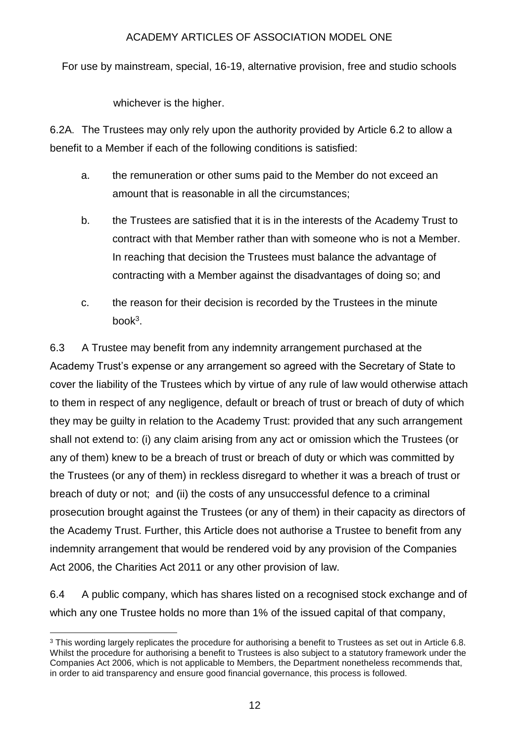whichever is the higher.

6.2A. The Trustees may only rely upon the authority provided by Article 6.2 to allow a benefit to a Member if each of the following conditions is satisfied:

a. the remuneration or other sums paid to the Member do not exceed an amount that is reasonable in all the circumstances;

b. the Trustees are satisfied that it is in the interests of the Academy Trust to contract with that Member rather than with someone who is not a Member. In reaching that decision the Trustees must balance the advantage of contracting with a Member against the disadvantages of doing so; and

c. the reason for their decision is recorded by the Trustees in the minute book[3].

6.3 A Trustee may benefit from any indemnity arrangement purchased at the Academy Trust's expense or any arrangement so agreed with the Secretary of State to cover the liability of the Trustees which by virtue of any rule of law would otherwise attach to them in respect of any negligence, default or breach of trust or breach of duty of which they may be guilty in relation to the Academy Trust: provided that any such arrangement shall not extend to: (i) any claim arising from any act or omission which the Trustees (or any of them) knew to be a breach of trust or breach of duty or which was committed by the Trustees (or any of them) in reckless disregard to whether it was a breach of trust or breach of duty or not; and (ii) the costs of any unsuccessful defence to a criminal prosecution brought against the Trustees (or any of them) in their capacity as directors of the Academy Trust. Further, this Article does not authorise a Trustee to benefit from any indemnity arrangement that would be rendered void by any provision of the Companies Act 2006, the Charities Act 2011 or any other provision of law.

6.4 A public company, which has shares listed on a recognised stock exchange and of which any one Trustee holds no more than 1% of the issued capital of that company,

---

[3] This wording largely replicates the procedure for authorising a benefit to Trustees as set out in Article 6.8. Whilst the procedure for authorising a benefit to Trustees is also subject to a statutory framework under the Companies Act 2006, which is not applicable to Members, the Department nonetheless recommends that, in order to aid transparency and ensure good financial governance, this process is followed.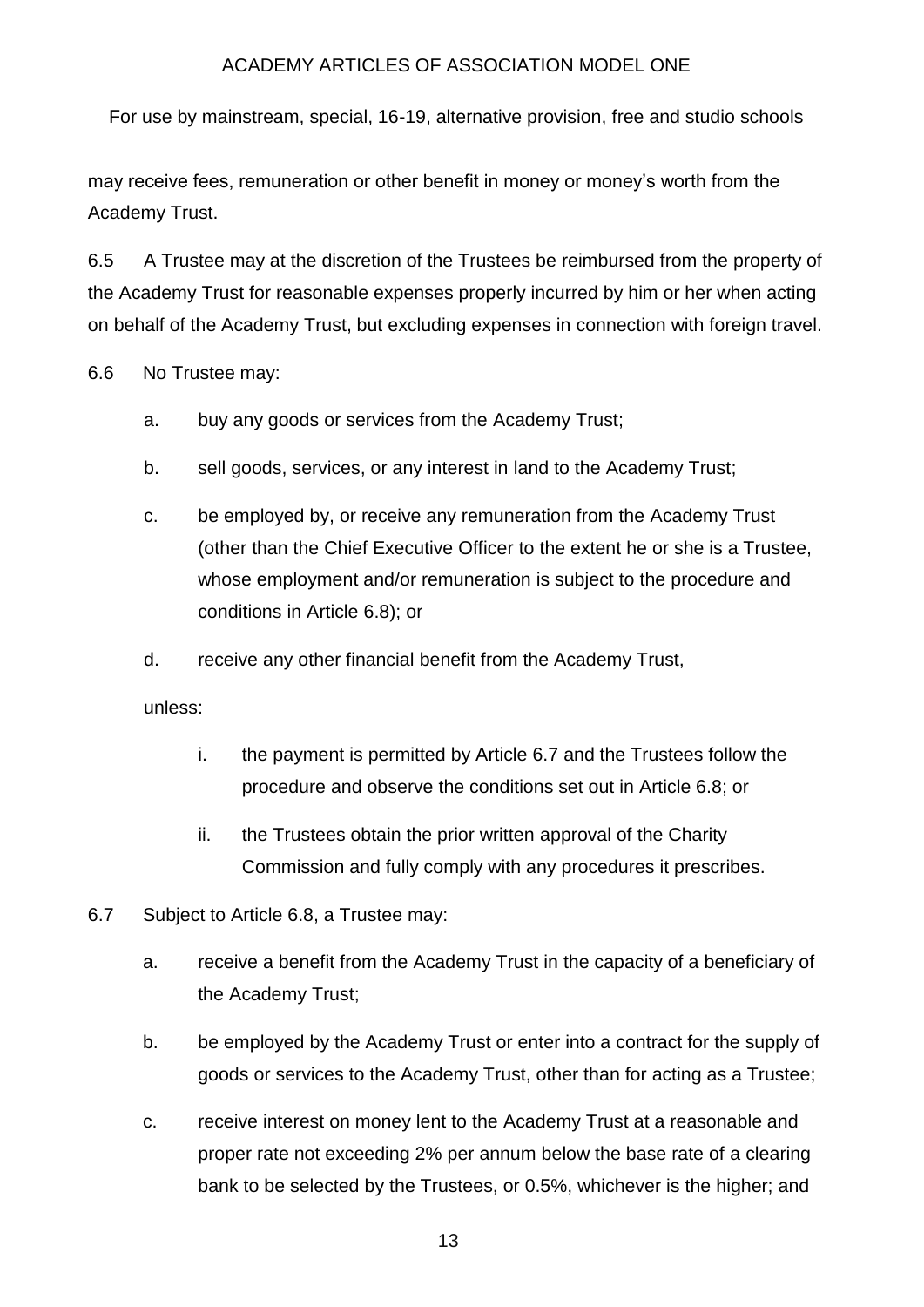may receive fees, remuneration or other benefit in money or money's worth from the Academy Trust.

6.5 A Trustee may at the discretion of the Trustees be reimbursed from the property of the Academy Trust for reasonable expenses properly incurred by him or her when acting on behalf of the Academy Trust, but excluding expenses in connection with foreign travel.

6.6 No Trustee may:

a. buy any goods or services from the Academy Trust;

b. sell goods, services, or any interest in land to the Academy Trust;

c. be employed by, or receive any remuneration from the Academy Trust (other than the Chief Executive Officer to the extent he or she is a Trustee, whose employment and/or remuneration is subject to the procedure and conditions in Article 6.8); or

d. receive any other financial benefit from the Academy Trust,

unless:

i. the payment is permitted by Article 6.7 and the Trustees follow the procedure and observe the conditions set out in Article 6.8; or

ii. the Trustees obtain the prior written approval of the Charity Commission and fully comply with any procedures it prescribes.

6.7 Subject to Article 6.8, a Trustee may:

a. receive a benefit from the Academy Trust in the capacity of a beneficiary of the Academy Trust;

b. be employed by the Academy Trust or enter into a contract for the supply of goods or services to the Academy Trust, other than for acting as a Trustee;

c. receive interest on money lent to the Academy Trust at a reasonable and proper rate not exceeding 2% per annum below the base rate of a clearing bank to be selected by the Trustees, or 0.5%, whichever is the higher; and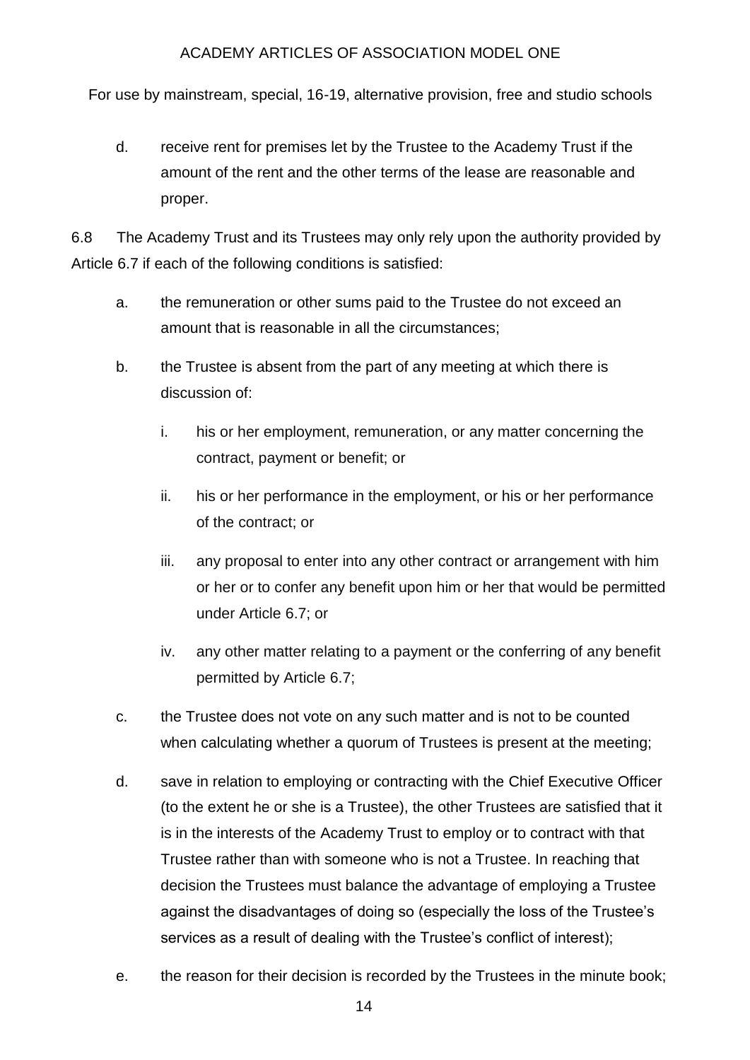d. receive rent for premises let by the Trustee to the Academy Trust if the amount of the rent and the other terms of the lease are reasonable and proper.

6.8 The Academy Trust and its Trustees may only rely upon the authority provided by Article 6.7 if each of the following conditions is satisfied:

a. the remuneration or other sums paid to the Trustee do not exceed an amount that is reasonable in all the circumstances;

b. the Trustee is absent from the part of any meeting at which there is discussion of:

   i. his or her employment, remuneration, or any matter concerning the contract, payment or benefit; or

   ii. his or her performance in the employment, or his or her performance of the contract; or

   iii. any proposal to enter into any other contract or arrangement with him or her or to confer any benefit upon him or her that would be permitted under Article 6.7; or

   iv. any other matter relating to a payment or the conferring of any benefit permitted by Article 6.7;

c. the Trustee does not vote on any such matter and is not to be counted when calculating whether a quorum of Trustees is present at the meeting;

d. save in relation to employing or contracting with the Chief Executive Officer (to the extent he or she is a Trustee), the other Trustees are satisfied that it is in the interests of the Academy Trust to employ or to contract with that Trustee rather than with someone who is not a Trustee. In reaching that decision the Trustees must balance the advantage of employing a Trustee against the disadvantages of doing so (especially the loss of the Trustee's services as a result of dealing with the Trustee's conflict of interest);

e. the reason for their decision is recorded by the Trustees in the minute book;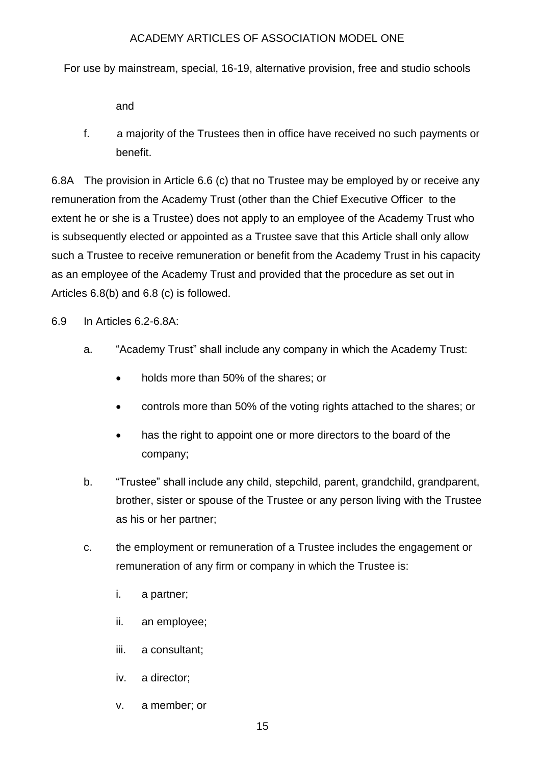and

f. a majority of the Trustees then in office have received no such payments or benefit.

6.8A The provision in Article 6.6 (c) that no Trustee may be employed by or receive any remuneration from the Academy Trust (other than the Chief Executive Officer to the extent he or she is a Trustee) does not apply to an employee of the Academy Trust who is subsequently elected or appointed as a Trustee save that this Article shall only allow such a Trustee to receive remuneration or benefit from the Academy Trust in his capacity as an employee of the Academy Trust and provided that the procedure as set out in Articles 6.8(b) and 6.8 (c) is followed.

6.9 In Articles 6.2-6.8A:

a. "Academy Trust" shall include any company in which the Academy Trust:

- holds more than 50% of the shares; or
- controls more than 50% of the voting rights attached to the shares; or
- has the right to appoint one or more directors to the board of the company;

b. "Trustee" shall include any child, stepchild, parent, grandchild, grandparent, brother, sister or spouse of the Trustee or any person living with the Trustee as his or her partner;

c. the employment or remuneration of a Trustee includes the engagement or remuneration of any firm or company in which the Trustee is:

i. a partner;

ii. an employee;

iii. a consultant;

iv. a director;

v. a member; or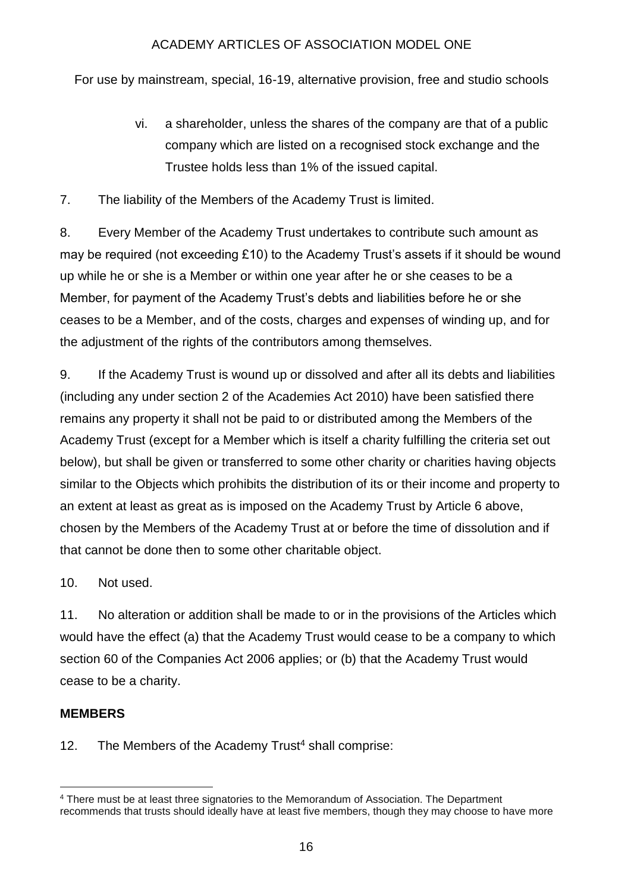vi. a shareholder, unless the shares of the company are that of a public company which are listed on a recognised stock exchange and the Trustee holds less than 1% of the issued capital.

7. The liability of the Members of the Academy Trust is limited.

8. Every Member of the Academy Trust undertakes to contribute such amount as may be required (not exceeding £10) to the Academy Trust's assets if it should be wound up while he or she is a Member or within one year after he or she ceases to be a Member, for payment of the Academy Trust's debts and liabilities before he or she ceases to be a Member, and of the costs, charges and expenses of winding up, and for the adjustment of the rights of the contributors among themselves.

9. If the Academy Trust is wound up or dissolved and after all its debts and liabilities (including any under section 2 of the Academies Act 2010) have been satisfied there remains any property it shall not be paid to or distributed among the Members of the Academy Trust (except for a Member which is itself a charity fulfilling the criteria set out below), but shall be given or transferred to some other charity or charities having objects similar to the Objects which prohibits the distribution of its or their income and property to an extent at least as great as is imposed on the Academy Trust by Article 6 above, chosen by the Members of the Academy Trust at or before the time of dissolution and if that cannot be done then to some other charitable object.

10. Not used.

11. No alteration or addition shall be made to or in the provisions of the Articles which would have the effect (a) that the Academy Trust would cease to be a company to which section 60 of the Companies Act 2006 applies; or (b) that the Academy Trust would cease to be a charity.

**MEMBERS**

12. The Members of the Academy Trust[4] shall comprise:

[4] There must be at least three signatories to the Memorandum of Association. The Department recommends that trusts should ideally have at least five members, though they may choose to have more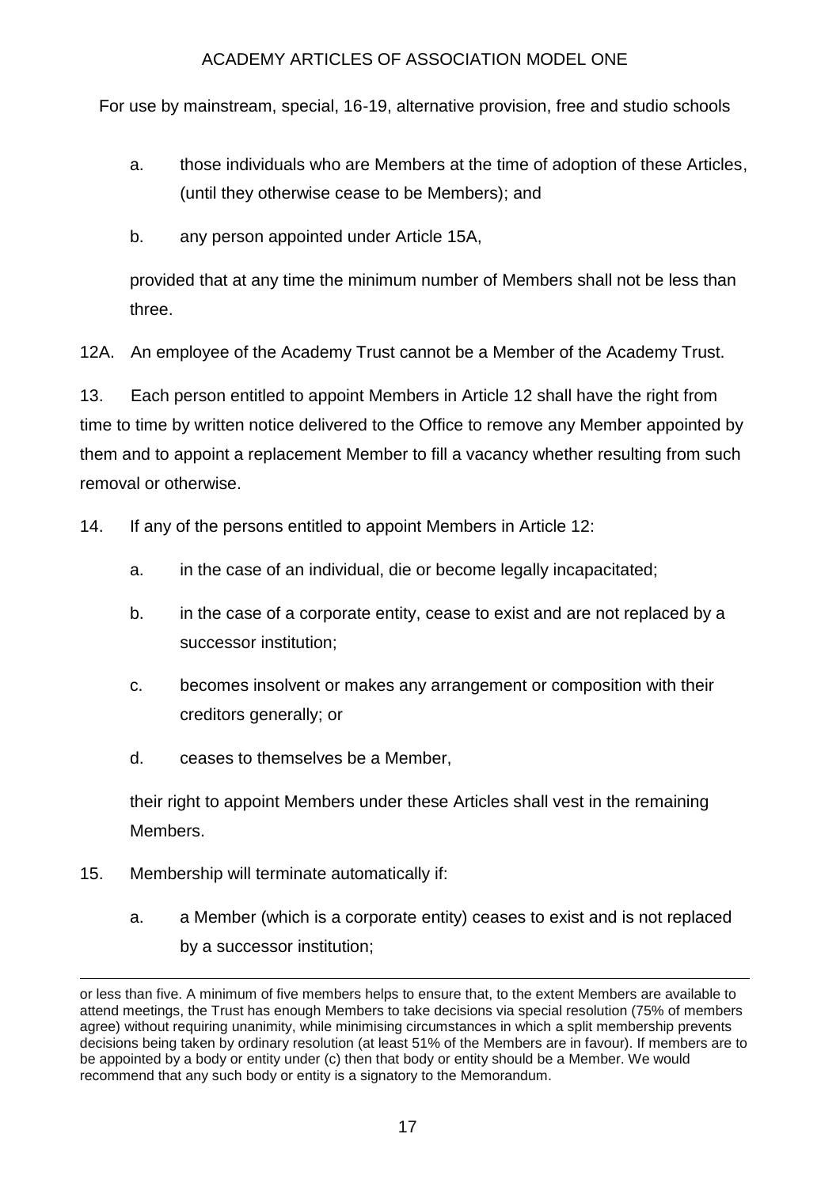a. those individuals who are Members at the time of adoption of these Articles, (until they otherwise cease to be Members); and

b. any person appointed under Article 15A,

provided that at any time the minimum number of Members shall not be less than three.

12A. An employee of the Academy Trust cannot be a Member of the Academy Trust.

13. Each person entitled to appoint Members in Article 12 shall have the right from time to time by written notice delivered to the Office to remove any Member appointed by them and to appoint a replacement Member to fill a vacancy whether resulting from such removal or otherwise.

14. If any of the persons entitled to appoint Members in Article 12:

a. in the case of an individual, die or become legally incapacitated;

b. in the case of a corporate entity, cease to exist and are not replaced by a successor institution;

c. becomes insolvent or makes any arrangement or composition with their creditors generally; or

d. ceases to themselves be a Member,

their right to appoint Members under these Articles shall vest in the remaining Members.

15. Membership will terminate automatically if:

a. a Member (which is a corporate entity) ceases to exist and is not replaced by a successor institution;

---

or less than five. A minimum of five members helps to ensure that, to the extent Members are available to attend meetings, the Trust has enough Members to take decisions via special resolution (75% of members agree) without requiring unanimity, while minimising circumstances in which a split membership prevents decisions being taken by ordinary resolution (at least 51% of the Members are in favour). If members are to be appointed by a body or entity under (c) then that body or entity should be a Member. We would recommend that any such body or entity is a signatory to the Memorandum.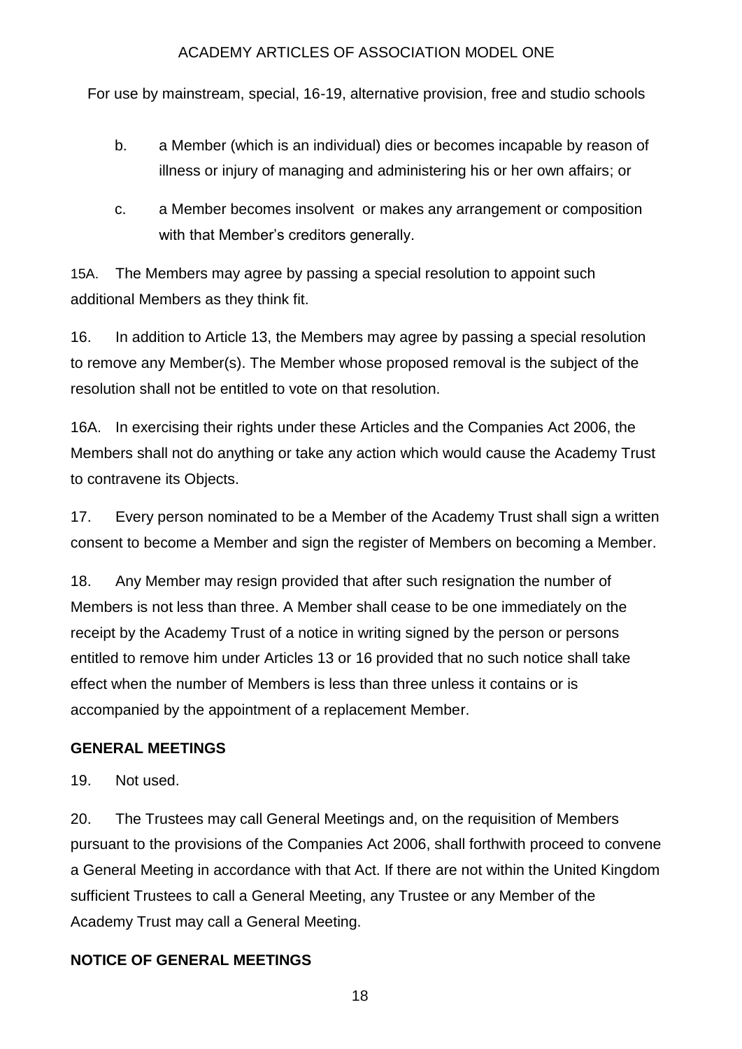b. a Member (which is an individual) dies or becomes incapable by reason of illness or injury of managing and administering his or her own affairs; or

c. a Member becomes insolvent or makes any arrangement or composition with that Member's creditors generally.

15A. The Members may agree by passing a special resolution to appoint such additional Members as they think fit.

16. In addition to Article 13, the Members may agree by passing a special resolution to remove any Member(s). The Member whose proposed removal is the subject of the resolution shall not be entitled to vote on that resolution.

16A. In exercising their rights under these Articles and the Companies Act 2006, the Members shall not do anything or take any action which would cause the Academy Trust to contravene its Objects.

17. Every person nominated to be a Member of the Academy Trust shall sign a written consent to become a Member and sign the register of Members on becoming a Member.

18. Any Member may resign provided that after such resignation the number of Members is not less than three. A Member shall cease to be one immediately on the receipt by the Academy Trust of a notice in writing signed by the person or persons entitled to remove him under Articles 13 or 16 provided that no such notice shall take effect when the number of Members is less than three unless it contains or is accompanied by the appointment of a replacement Member.

## GENERAL MEETINGS

19. Not used.

20. The Trustees may call General Meetings and, on the requisition of Members pursuant to the provisions of the Companies Act 2006, shall forthwith proceed to convene a General Meeting in accordance with that Act. If there are not within the United Kingdom sufficient Trustees to call a General Meeting, any Trustee or any Member of the Academy Trust may call a General Meeting.

## NOTICE OF GENERAL MEETINGS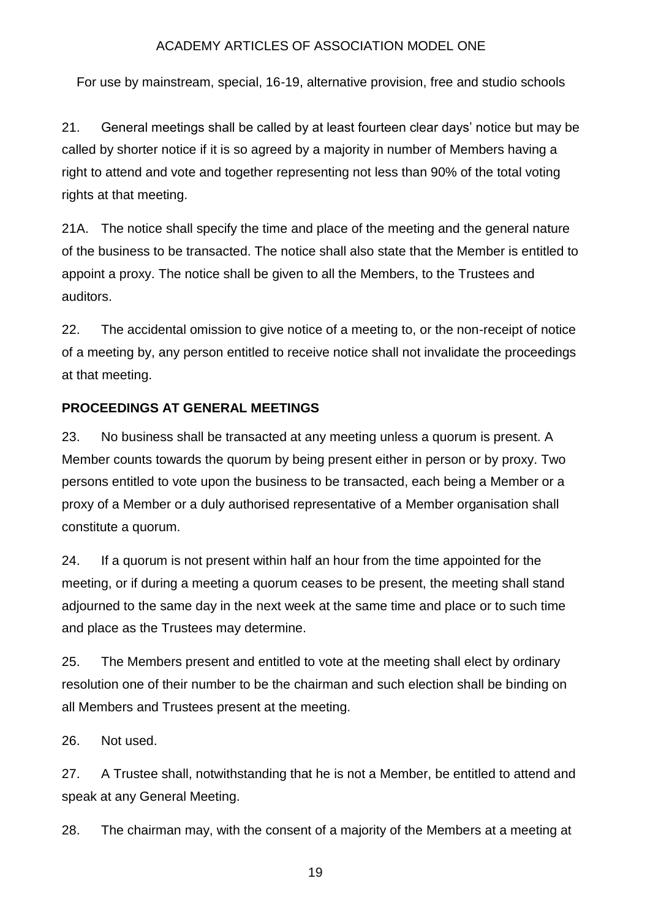21. General meetings shall be called by at least fourteen clear days' notice but may be called by shorter notice if it is so agreed by a majority in number of Members having a right to attend and vote and together representing not less than 90% of the total voting rights at that meeting.

21A. The notice shall specify the time and place of the meeting and the general nature of the business to be transacted. The notice shall also state that the Member is entitled to appoint a proxy. The notice shall be given to all the Members, to the Trustees and auditors.

22. The accidental omission to give notice of a meeting to, or the non-receipt of notice of a meeting by, any person entitled to receive notice shall not invalidate the proceedings at that meeting.

**PROCEEDINGS AT GENERAL MEETINGS**

23. No business shall be transacted at any meeting unless a quorum is present. A Member counts towards the quorum by being present either in person or by proxy. Two persons entitled to vote upon the business to be transacted, each being a Member or a proxy of a Member or a duly authorised representative of a Member organisation shall constitute a quorum.

24. If a quorum is not present within half an hour from the time appointed for the meeting, or if during a meeting a quorum ceases to be present, the meeting shall stand adjourned to the same day in the next week at the same time and place or to such time and place as the Trustees may determine.

25. The Members present and entitled to vote at the meeting shall elect by ordinary resolution one of their number to be the chairman and such election shall be binding on all Members and Trustees present at the meeting.

26. Not used.

27. A Trustee shall, notwithstanding that he is not a Member, be entitled to attend and speak at any General Meeting.

28. The chairman may, with the consent of a majority of the Members at a meeting at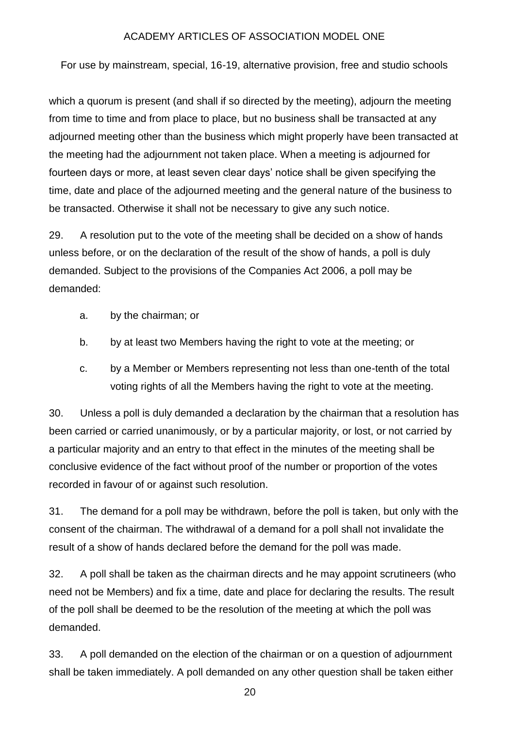which a quorum is present (and shall if so directed by the meeting), adjourn the meeting from time to time and from place to place, but no business shall be transacted at any adjourned meeting other than the business which might properly have been transacted at the meeting had the adjournment not taken place. When a meeting is adjourned for fourteen days or more, at least seven clear days' notice shall be given specifying the time, date and place of the adjourned meeting and the general nature of the business to be transacted. Otherwise it shall not be necessary to give any such notice.

29. A resolution put to the vote of the meeting shall be decided on a show of hands unless before, or on the declaration of the result of the show of hands, a poll is duly demanded. Subject to the provisions of the Companies Act 2006, a poll may be demanded:

a. by the chairman; or

b. by at least two Members having the right to vote at the meeting; or

c. by a Member or Members representing not less than one-tenth of the total voting rights of all the Members having the right to vote at the meeting.

30. Unless a poll is duly demanded a declaration by the chairman that a resolution has been carried or carried unanimously, or by a particular majority, or lost, or not carried by a particular majority and an entry to that effect in the minutes of the meeting shall be conclusive evidence of the fact without proof of the number or proportion of the votes recorded in favour of or against such resolution.

31. The demand for a poll may be withdrawn, before the poll is taken, but only with the consent of the chairman. The withdrawal of a demand for a poll shall not invalidate the result of a show of hands declared before the demand for the poll was made.

32. A poll shall be taken as the chairman directs and he may appoint scrutineers (who need not be Members) and fix a time, date and place for declaring the results. The result of the poll shall be deemed to be the resolution of the meeting at which the poll was demanded.

33. A poll demanded on the election of the chairman or on a question of adjournment shall be taken immediately. A poll demanded on any other question shall be taken either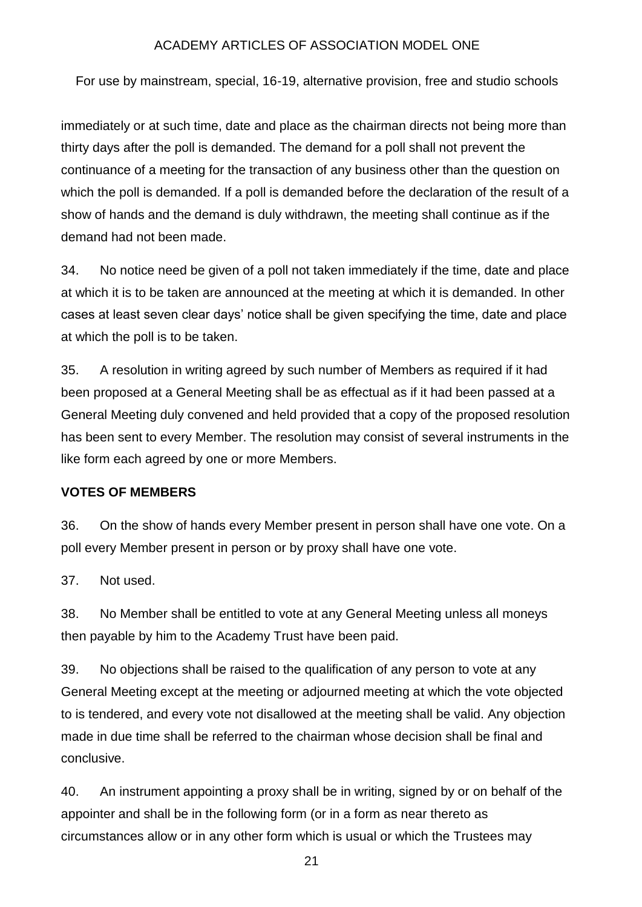immediately or at such time, date and place as the chairman directs not being more than thirty days after the poll is demanded. The demand for a poll shall not prevent the continuance of a meeting for the transaction of any business other than the question on which the poll is demanded. If a poll is demanded before the declaration of the result of a show of hands and the demand is duly withdrawn, the meeting shall continue as if the demand had not been made.

34. No notice need be given of a poll not taken immediately if the time, date and place at which it is to be taken are announced at the meeting at which it is demanded. In other cases at least seven clear days' notice shall be given specifying the time, date and place at which the poll is to be taken.

35. A resolution in writing agreed by such number of Members as required if it had been proposed at a General Meeting shall be as effectual as if it had been passed at a General Meeting duly convened and held provided that a copy of the proposed resolution has been sent to every Member. The resolution may consist of several instruments in the like form each agreed by one or more Members.

**VOTES OF MEMBERS**

36. On the show of hands every Member present in person shall have one vote. On a poll every Member present in person or by proxy shall have one vote.

37. Not used.

38. No Member shall be entitled to vote at any General Meeting unless all moneys then payable by him to the Academy Trust have been paid.

39. No objections shall be raised to the qualification of any person to vote at any General Meeting except at the meeting or adjourned meeting at which the vote objected to is tendered, and every vote not disallowed at the meeting shall be valid. Any objection made in due time shall be referred to the chairman whose decision shall be final and conclusive.

40. An instrument appointing a proxy shall be in writing, signed by or on behalf of the appointer and shall be in the following form (or in a form as near thereto as circumstances allow or in any other form which is usual or which the Trustees may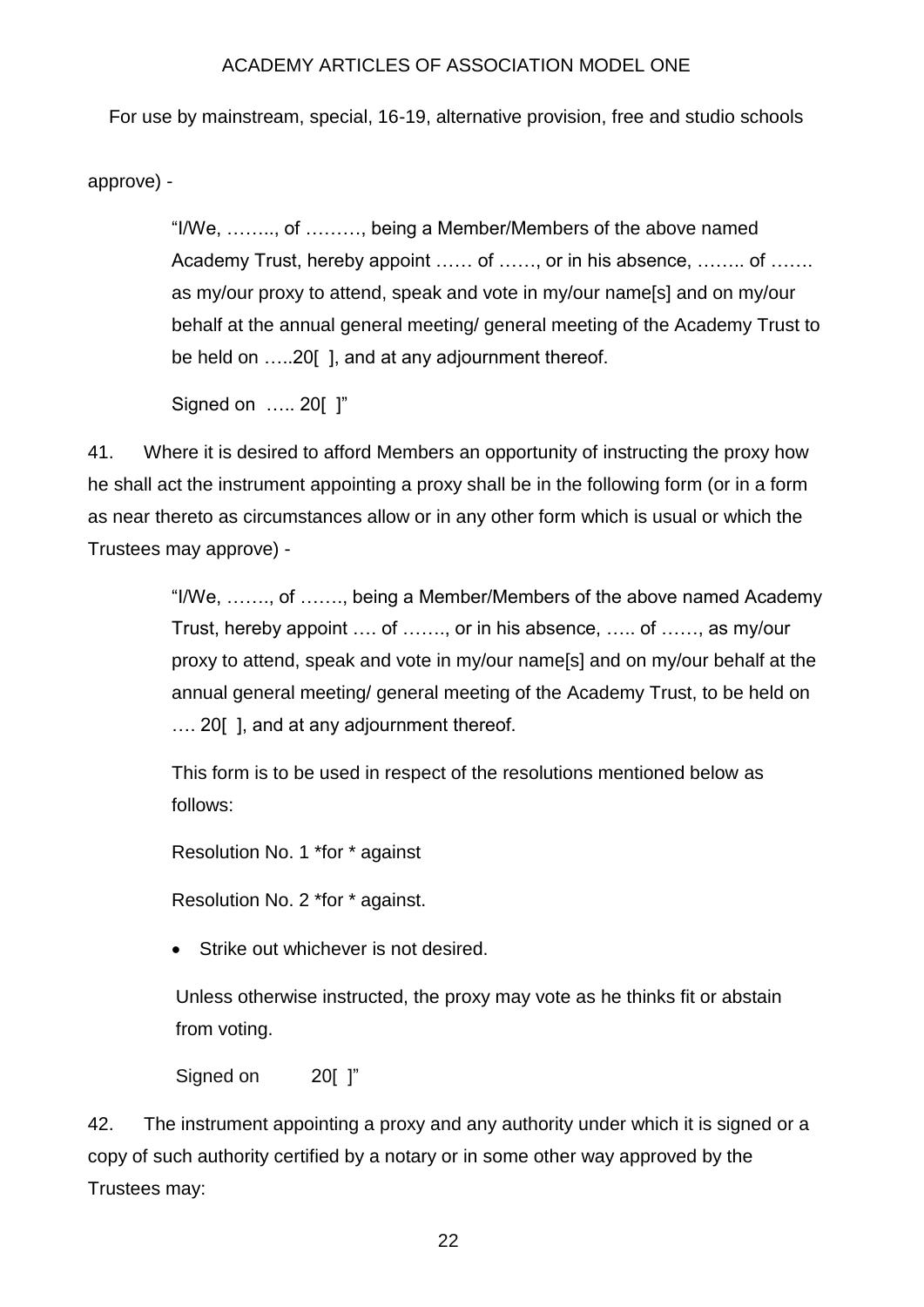approve) -

> "I/We, …….., of ………, being a Member/Members of the above named Academy Trust, hereby appoint …… of ……, or in his absence, …….. of ……. as my/our proxy to attend, speak and vote in my/our name[s] and on my/our behalf at the annual general meeting/ general meeting of the Academy Trust to be held on …..20[ ], and at any adjournment thereof.
>
> Signed on ….. 20[ ]"

41. Where it is desired to afford Members an opportunity of instructing the proxy how he shall act the instrument appointing a proxy shall be in the following form (or in a form as near thereto as circumstances allow or in any other form which is usual or which the Trustees may approve) -

> "I/We, ……., of ……., being a Member/Members of the above named Academy Trust, hereby appoint …. of ……., or in his absence, ….. of ……, as my/our proxy to attend, speak and vote in my/our name[s] and on my/our behalf at the annual general meeting/ general meeting of the Academy Trust, to be held on …. 20[ ], and at any adjournment thereof.
>
> This form is to be used in respect of the resolutions mentioned below as follows:
>
> Resolution No. 1 *for * against
>
> Resolution No. 2 *for * against.
>
> - Strike out whichever is not desired.
>
> Unless otherwise instructed, the proxy may vote as he thinks fit or abstain from voting.
>
> Signed on 20[ ]"

42. The instrument appointing a proxy and any authority under which it is signed or a copy of such authority certified by a notary or in some other way approved by the Trustees may: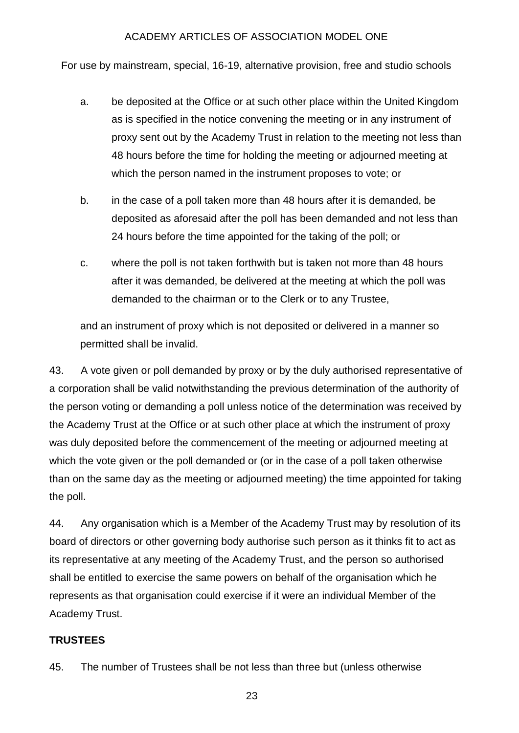a. be deposited at the Office or at such other place within the United Kingdom as is specified in the notice convening the meeting or in any instrument of proxy sent out by the Academy Trust in relation to the meeting not less than 48 hours before the time for holding the meeting or adjourned meeting at which the person named in the instrument proposes to vote; or

b. in the case of a poll taken more than 48 hours after it is demanded, be deposited as aforesaid after the poll has been demanded and not less than 24 hours before the time appointed for the taking of the poll; or

c. where the poll is not taken forthwith but is taken not more than 48 hours after it was demanded, be delivered at the meeting at which the poll was demanded to the chairman or to the Clerk or to any Trustee,

and an instrument of proxy which is not deposited or delivered in a manner so permitted shall be invalid.

43. A vote given or poll demanded by proxy or by the duly authorised representative of a corporation shall be valid notwithstanding the previous determination of the authority of the person voting or demanding a poll unless notice of the determination was received by the Academy Trust at the Office or at such other place at which the instrument of proxy was duly deposited before the commencement of the meeting or adjourned meeting at which the vote given or the poll demanded or (or in the case of a poll taken otherwise than on the same day as the meeting or adjourned meeting) the time appointed for taking the poll.

44. Any organisation which is a Member of the Academy Trust may by resolution of its board of directors or other governing body authorise such person as it thinks fit to act as its representative at any meeting of the Academy Trust, and the person so authorised shall be entitled to exercise the same powers on behalf of the organisation which he represents as that organisation could exercise if it were an individual Member of the Academy Trust.

**TRUSTEES**

45. The number of Trustees shall be not less than three but (unless otherwise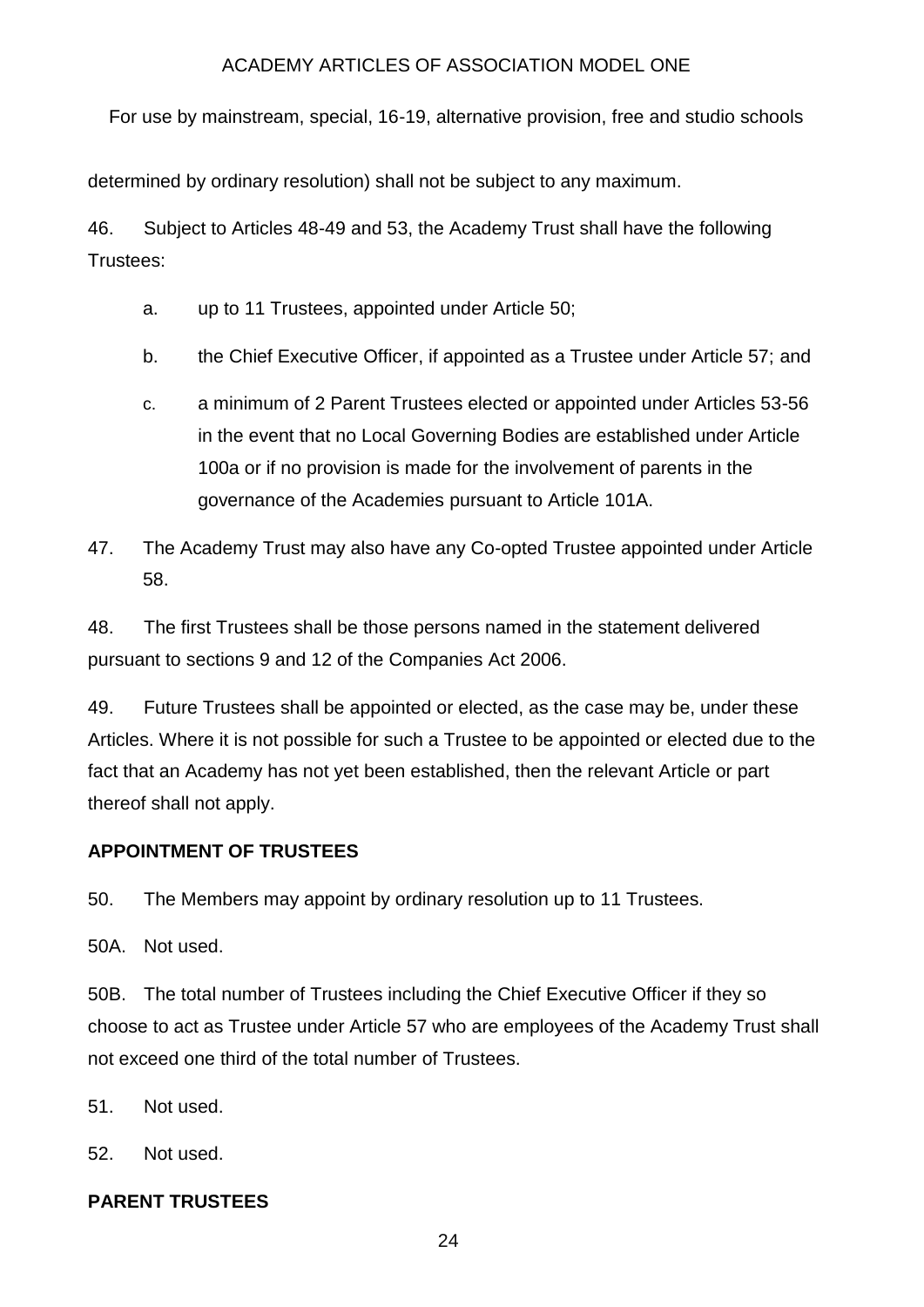determined by ordinary resolution) shall not be subject to any maximum.

46. Subject to Articles 48-49 and 53, the Academy Trust shall have the following Trustees:

a. up to 11 Trustees, appointed under Article 50;

b. the Chief Executive Officer, if appointed as a Trustee under Article 57; and

c. a minimum of 2 Parent Trustees elected or appointed under Articles 53-56 in the event that no Local Governing Bodies are established under Article 100a or if no provision is made for the involvement of parents in the governance of the Academies pursuant to Article 101A.

47. The Academy Trust may also have any Co-opted Trustee appointed under Article 58.

48. The first Trustees shall be those persons named in the statement delivered pursuant to sections 9 and 12 of the Companies Act 2006.

49. Future Trustees shall be appointed or elected, as the case may be, under these Articles. Where it is not possible for such a Trustee to be appointed or elected due to the fact that an Academy has not yet been established, then the relevant Article or part thereof shall not apply.

**APPOINTMENT OF TRUSTEES**

50. The Members may appoint by ordinary resolution up to 11 Trustees.

50A. Not used.

50B. The total number of Trustees including the Chief Executive Officer if they so choose to act as Trustee under Article 57 who are employees of the Academy Trust shall not exceed one third of the total number of Trustees.

51. Not used.

52. Not used.

**PARENT TRUSTEES**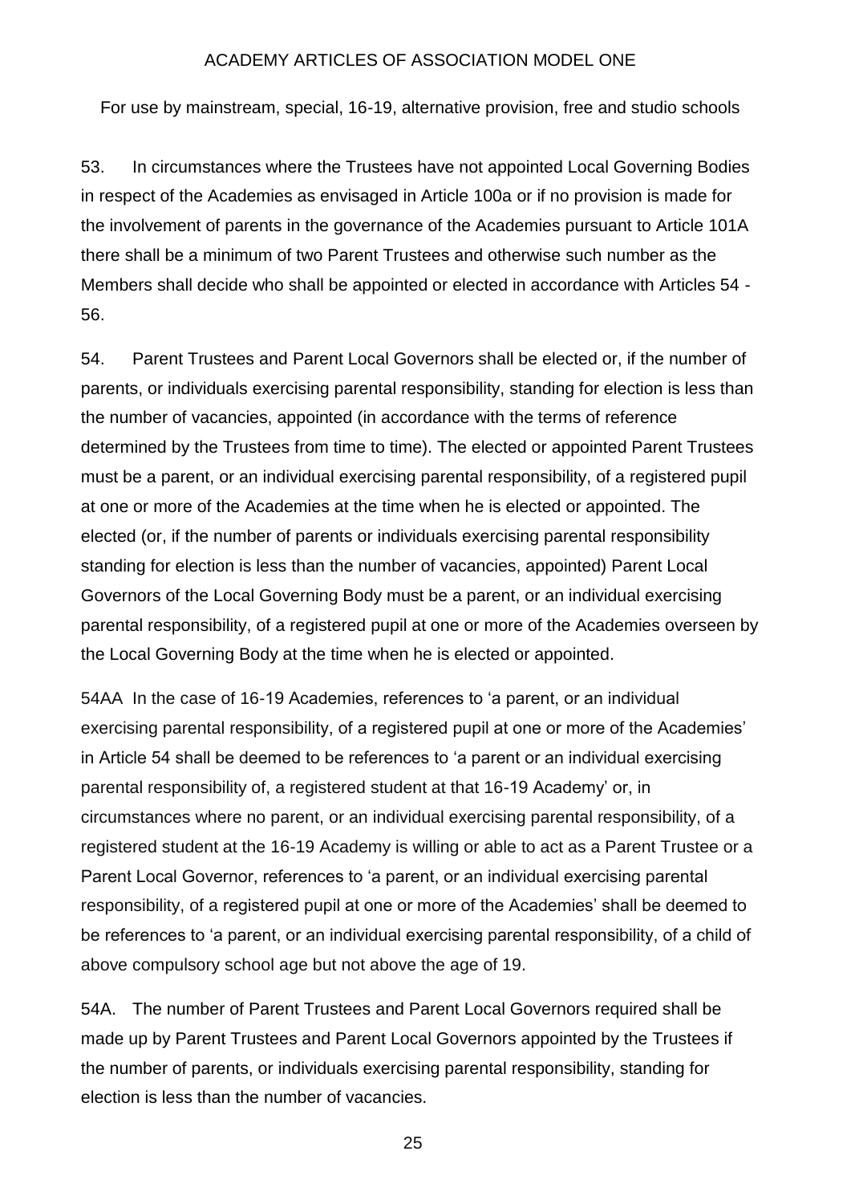53. In circumstances where the Trustees have not appointed Local Governing Bodies in respect of the Academies as envisaged in Article 100a or if no provision is made for the involvement of parents in the governance of the Academies pursuant to Article 101A there shall be a minimum of two Parent Trustees and otherwise such number as the Members shall decide who shall be appointed or elected in accordance with Articles 54 - 56.

54. Parent Trustees and Parent Local Governors shall be elected or, if the number of parents, or individuals exercising parental responsibility, standing for election is less than the number of vacancies, appointed (in accordance with the terms of reference determined by the Trustees from time to time). The elected or appointed Parent Trustees must be a parent, or an individual exercising parental responsibility, of a registered pupil at one or more of the Academies at the time when he is elected or appointed. The elected (or, if the number of parents or individuals exercising parental responsibility standing for election is less than the number of vacancies, appointed) Parent Local Governors of the Local Governing Body must be a parent, or an individual exercising parental responsibility, of a registered pupil at one or more of the Academies overseen by the Local Governing Body at the time when he is elected or appointed.

54AA In the case of 16-19 Academies, references to 'a parent, or an individual exercising parental responsibility, of a registered pupil at one or more of the Academies' in Article 54 shall be deemed to be references to 'a parent or an individual exercising parental responsibility of, a registered student at that 16-19 Academy' or, in circumstances where no parent, or an individual exercising parental responsibility, of a registered student at the 16-19 Academy is willing or able to act as a Parent Trustee or a Parent Local Governor, references to 'a parent, or an individual exercising parental responsibility, of a registered pupil at one or more of the Academies' shall be deemed to be references to 'a parent, or an individual exercising parental responsibility, of a child of above compulsory school age but not above the age of 19.

54A. The number of Parent Trustees and Parent Local Governors required shall be made up by Parent Trustees and Parent Local Governors appointed by the Trustees if the number of parents, or individuals exercising parental responsibility, standing for election is less than the number of vacancies.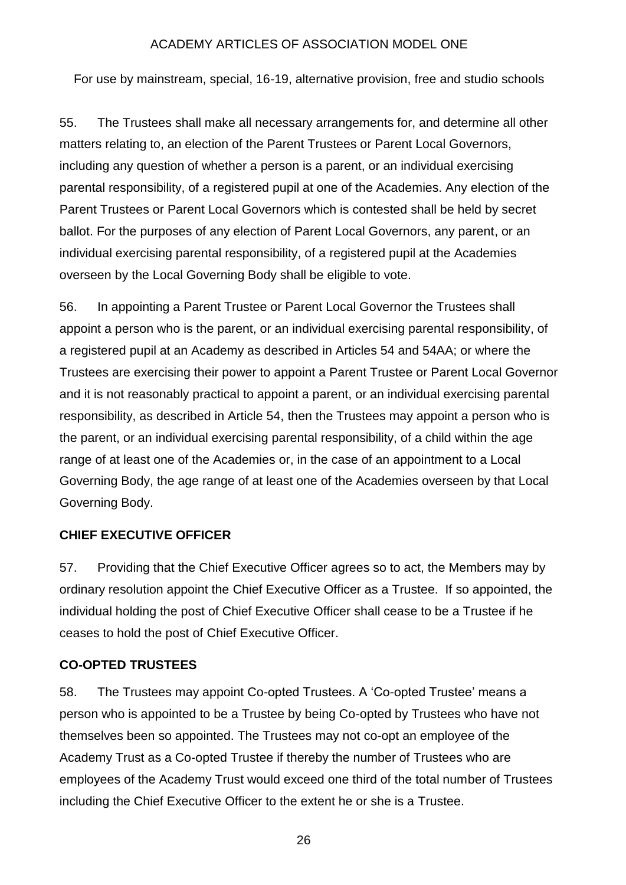55. The Trustees shall make all necessary arrangements for, and determine all other matters relating to, an election of the Parent Trustees or Parent Local Governors, including any question of whether a person is a parent, or an individual exercising parental responsibility, of a registered pupil at one of the Academies. Any election of the Parent Trustees or Parent Local Governors which is contested shall be held by secret ballot. For the purposes of any election of Parent Local Governors, any parent, or an individual exercising parental responsibility, of a registered pupil at the Academies overseen by the Local Governing Body shall be eligible to vote.

56. In appointing a Parent Trustee or Parent Local Governor the Trustees shall appoint a person who is the parent, or an individual exercising parental responsibility, of a registered pupil at an Academy as described in Articles 54 and 54AA; or where the Trustees are exercising their power to appoint a Parent Trustee or Parent Local Governor and it is not reasonably practical to appoint a parent, or an individual exercising parental responsibility, as described in Article 54, then the Trustees may appoint a person who is the parent, or an individual exercising parental responsibility, of a child within the age range of at least one of the Academies or, in the case of an appointment to a Local Governing Body, the age range of at least one of the Academies overseen by that Local Governing Body.

**CHIEF EXECUTIVE OFFICER**

57. Providing that the Chief Executive Officer agrees so to act, the Members may by ordinary resolution appoint the Chief Executive Officer as a Trustee. If so appointed, the individual holding the post of Chief Executive Officer shall cease to be a Trustee if he ceases to hold the post of Chief Executive Officer.

**CO-OPTED TRUSTEES**

58. The Trustees may appoint Co-opted Trustees. A 'Co-opted Trustee' means a person who is appointed to be a Trustee by being Co-opted by Trustees who have not themselves been so appointed. The Trustees may not co-opt an employee of the Academy Trust as a Co-opted Trustee if thereby the number of Trustees who are employees of the Academy Trust would exceed one third of the total number of Trustees including the Chief Executive Officer to the extent he or she is a Trustee.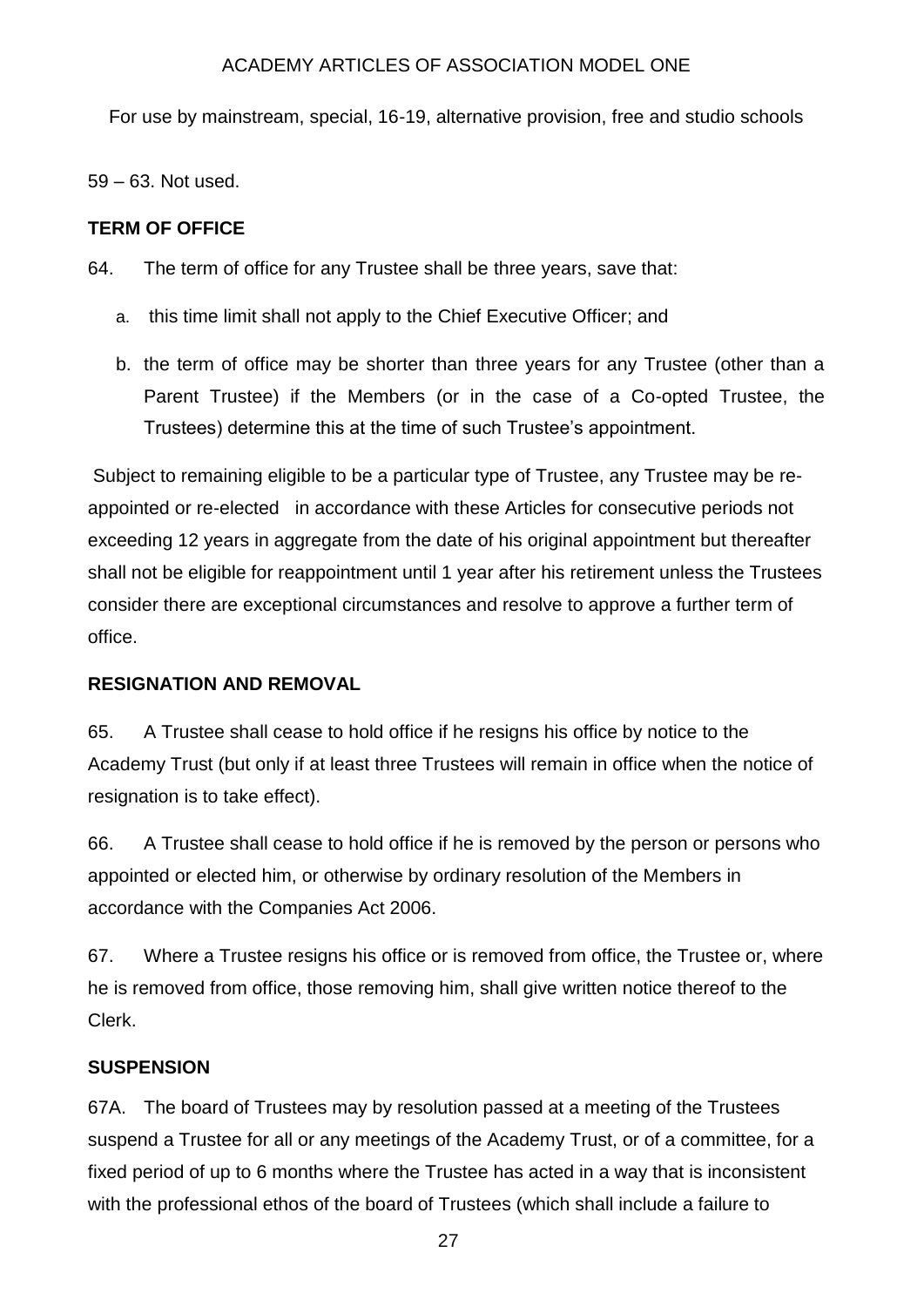59 – 63. Not used.

**TERM OF OFFICE**

64. The term of office for any Trustee shall be three years, save that:

   a. this time limit shall not apply to the Chief Executive Officer; and

   b. the term of office may be shorter than three years for any Trustee (other than a Parent Trustee) if the Members (or in the case of a Co-opted Trustee, the Trustees) determine this at the time of such Trustee's appointment.

Subject to remaining eligible to be a particular type of Trustee, any Trustee may be re-appointed or re-elected in accordance with these Articles for consecutive periods not exceeding 12 years in aggregate from the date of his original appointment but thereafter shall not be eligible for reappointment until 1 year after his retirement unless the Trustees consider there are exceptional circumstances and resolve to approve a further term of office.

**RESIGNATION AND REMOVAL**

65. A Trustee shall cease to hold office if he resigns his office by notice to the Academy Trust (but only if at least three Trustees will remain in office when the notice of resignation is to take effect).

66. A Trustee shall cease to hold office if he is removed by the person or persons who appointed or elected him, or otherwise by ordinary resolution of the Members in accordance with the Companies Act 2006.

67. Where a Trustee resigns his office or is removed from office, the Trustee or, where he is removed from office, those removing him, shall give written notice thereof to the Clerk.

**SUSPENSION**

67A. The board of Trustees may by resolution passed at a meeting of the Trustees suspend a Trustee for all or any meetings of the Academy Trust, or of a committee, for a fixed period of up to 6 months where the Trustee has acted in a way that is inconsistent with the professional ethos of the board of Trustees (which shall include a failure to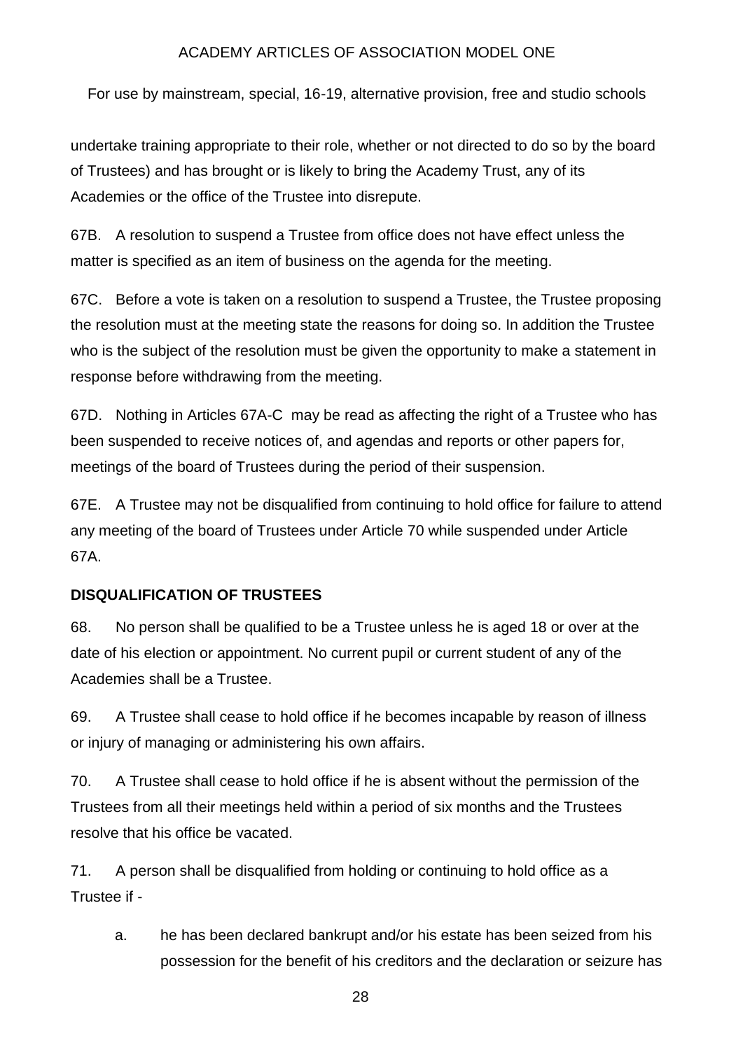undertake training appropriate to their role, whether or not directed to do so by the board of Trustees) and has brought or is likely to bring the Academy Trust, any of its Academies or the office of the Trustee into disrepute.

67B. A resolution to suspend a Trustee from office does not have effect unless the matter is specified as an item of business on the agenda for the meeting.

67C. Before a vote is taken on a resolution to suspend a Trustee, the Trustee proposing the resolution must at the meeting state the reasons for doing so. In addition the Trustee who is the subject of the resolution must be given the opportunity to make a statement in response before withdrawing from the meeting.

67D. Nothing in Articles 67A-C may be read as affecting the right of a Trustee who has been suspended to receive notices of, and agendas and reports or other papers for, meetings of the board of Trustees during the period of their suspension.

67E. A Trustee may not be disqualified from continuing to hold office for failure to attend any meeting of the board of Trustees under Article 70 while suspended under Article 67A.

**DISQUALIFICATION OF TRUSTEES**

68. No person shall be qualified to be a Trustee unless he is aged 18 or over at the date of his election or appointment. No current pupil or current student of any of the Academies shall be a Trustee.

69. A Trustee shall cease to hold office if he becomes incapable by reason of illness or injury of managing or administering his own affairs.

70. A Trustee shall cease to hold office if he is absent without the permission of the Trustees from all their meetings held within a period of six months and the Trustees resolve that his office be vacated.

71. A person shall be disqualified from holding or continuing to hold office as a Trustee if -

a. he has been declared bankrupt and/or his estate has been seized from his possession for the benefit of his creditors and the declaration or seizure has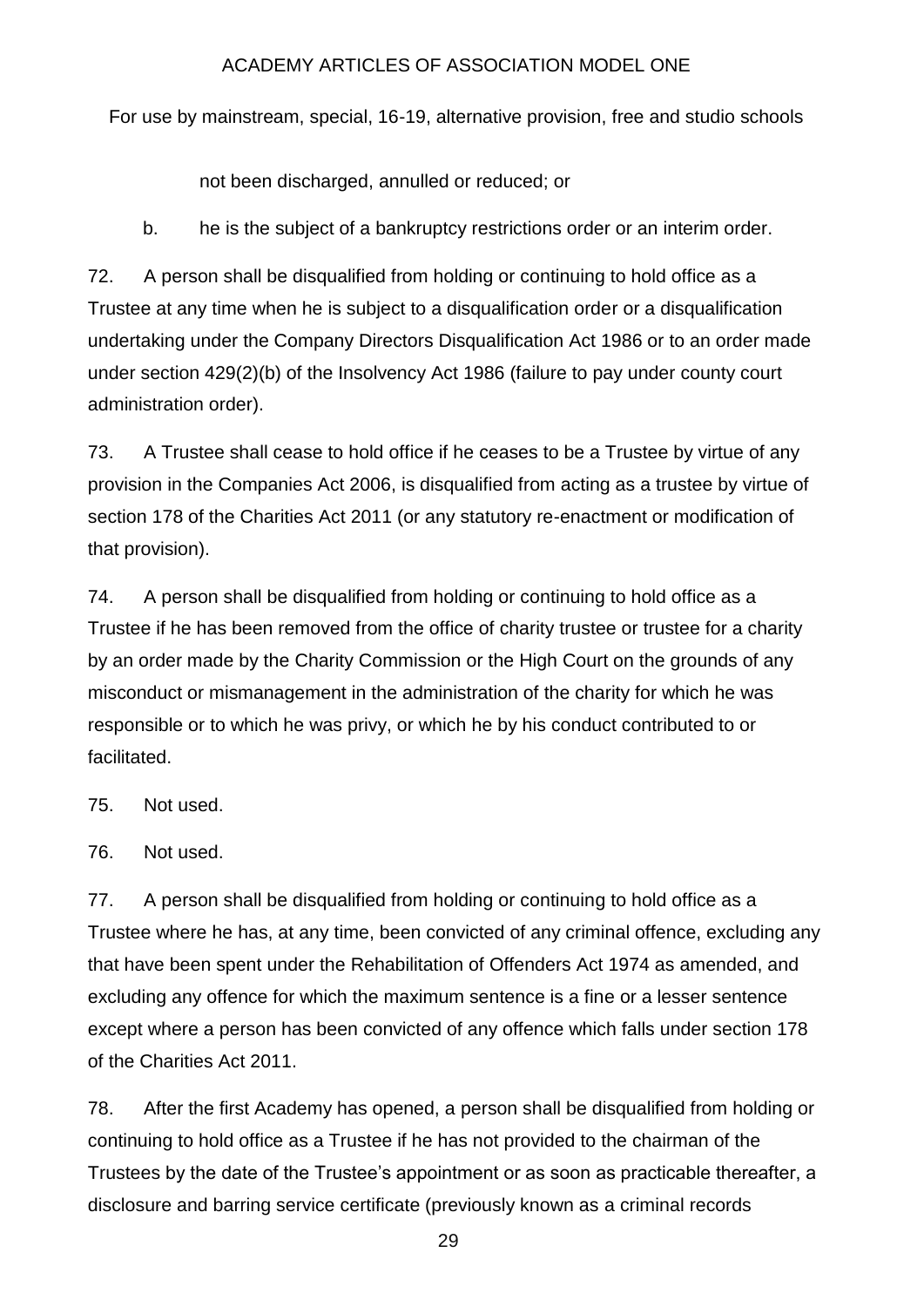not been discharged, annulled or reduced; or

b. he is the subject of a bankruptcy restrictions order or an interim order.

72. A person shall be disqualified from holding or continuing to hold office as a Trustee at any time when he is subject to a disqualification order or a disqualification undertaking under the Company Directors Disqualification Act 1986 or to an order made under section 429(2)(b) of the Insolvency Act 1986 (failure to pay under county court administration order).

73. A Trustee shall cease to hold office if he ceases to be a Trustee by virtue of any provision in the Companies Act 2006, is disqualified from acting as a trustee by virtue of section 178 of the Charities Act 2011 (or any statutory re-enactment or modification of that provision).

74. A person shall be disqualified from holding or continuing to hold office as a Trustee if he has been removed from the office of charity trustee or trustee for a charity by an order made by the Charity Commission or the High Court on the grounds of any misconduct or mismanagement in the administration of the charity for which he was responsible or to which he was privy, or which he by his conduct contributed to or facilitated.

75. Not used.

76. Not used.

77. A person shall be disqualified from holding or continuing to hold office as a Trustee where he has, at any time, been convicted of any criminal offence, excluding any that have been spent under the Rehabilitation of Offenders Act 1974 as amended, and excluding any offence for which the maximum sentence is a fine or a lesser sentence except where a person has been convicted of any offence which falls under section 178 of the Charities Act 2011.

78. After the first Academy has opened, a person shall be disqualified from holding or continuing to hold office as a Trustee if he has not provided to the chairman of the Trustees by the date of the Trustee's appointment or as soon as practicable thereafter, a disclosure and barring service certificate (previously known as a criminal records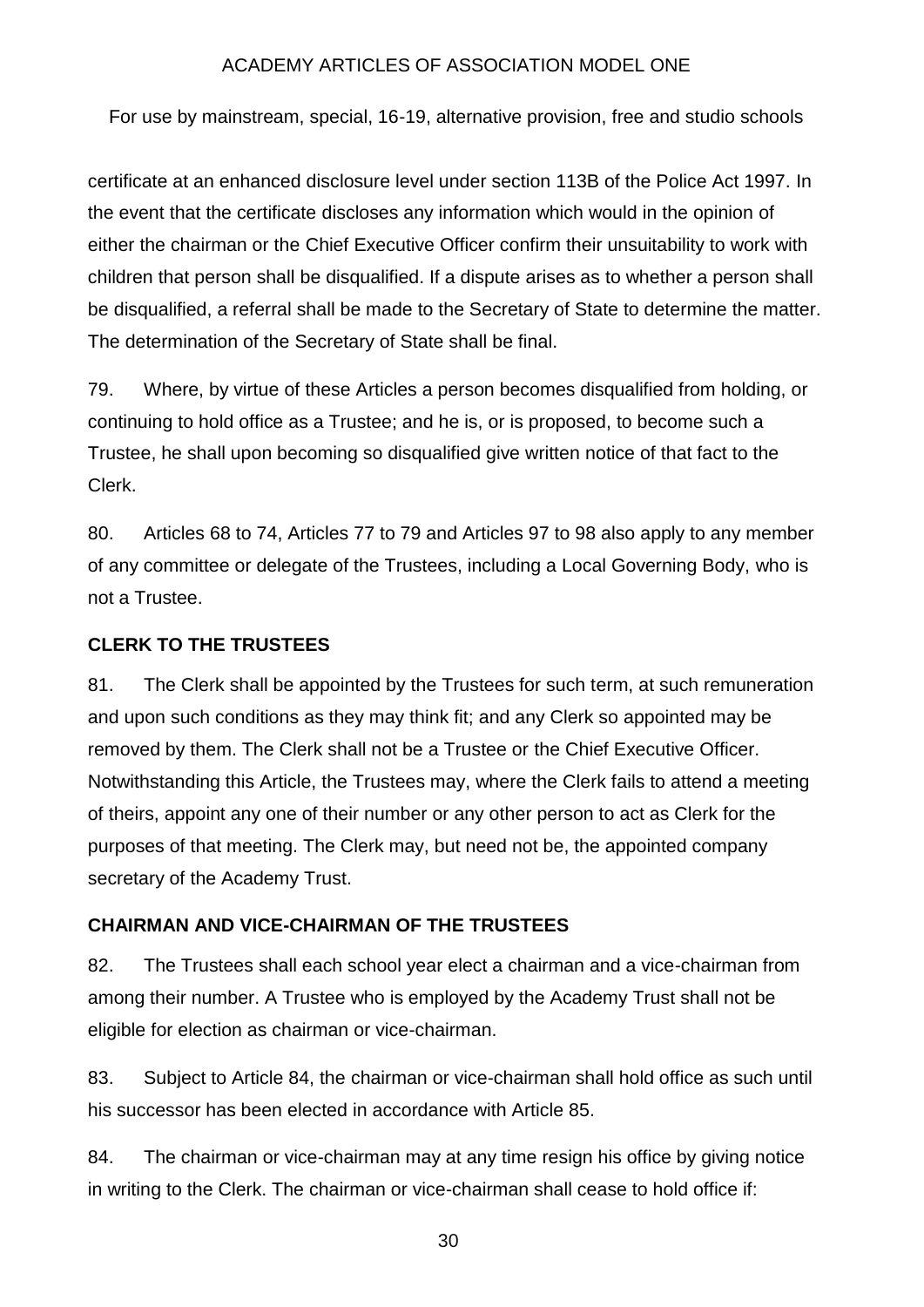certificate at an enhanced disclosure level under section 113B of the Police Act 1997. In the event that the certificate discloses any information which would in the opinion of either the chairman or the Chief Executive Officer confirm their unsuitability to work with children that person shall be disqualified. If a dispute arises as to whether a person shall be disqualified, a referral shall be made to the Secretary of State to determine the matter. The determination of the Secretary of State shall be final.

79. Where, by virtue of these Articles a person becomes disqualified from holding, or continuing to hold office as a Trustee; and he is, or is proposed, to become such a Trustee, he shall upon becoming so disqualified give written notice of that fact to the Clerk.

80. Articles 68 to 74, Articles 77 to 79 and Articles 97 to 98 also apply to any member of any committee or delegate of the Trustees, including a Local Governing Body, who is not a Trustee.

## CLERK TO THE TRUSTEES

81. The Clerk shall be appointed by the Trustees for such term, at such remuneration and upon such conditions as they may think fit; and any Clerk so appointed may be removed by them. The Clerk shall not be a Trustee or the Chief Executive Officer. Notwithstanding this Article, the Trustees may, where the Clerk fails to attend a meeting of theirs, appoint any one of their number or any other person to act as Clerk for the purposes of that meeting. The Clerk may, but need not be, the appointed company secretary of the Academy Trust.

## CHAIRMAN AND VICE-CHAIRMAN OF THE TRUSTEES

82. The Trustees shall each school year elect a chairman and a vice-chairman from among their number. A Trustee who is employed by the Academy Trust shall not be eligible for election as chairman or vice-chairman.

83. Subject to Article 84, the chairman or vice-chairman shall hold office as such until his successor has been elected in accordance with Article 85.

84. The chairman or vice-chairman may at any time resign his office by giving notice in writing to the Clerk. The chairman or vice-chairman shall cease to hold office if: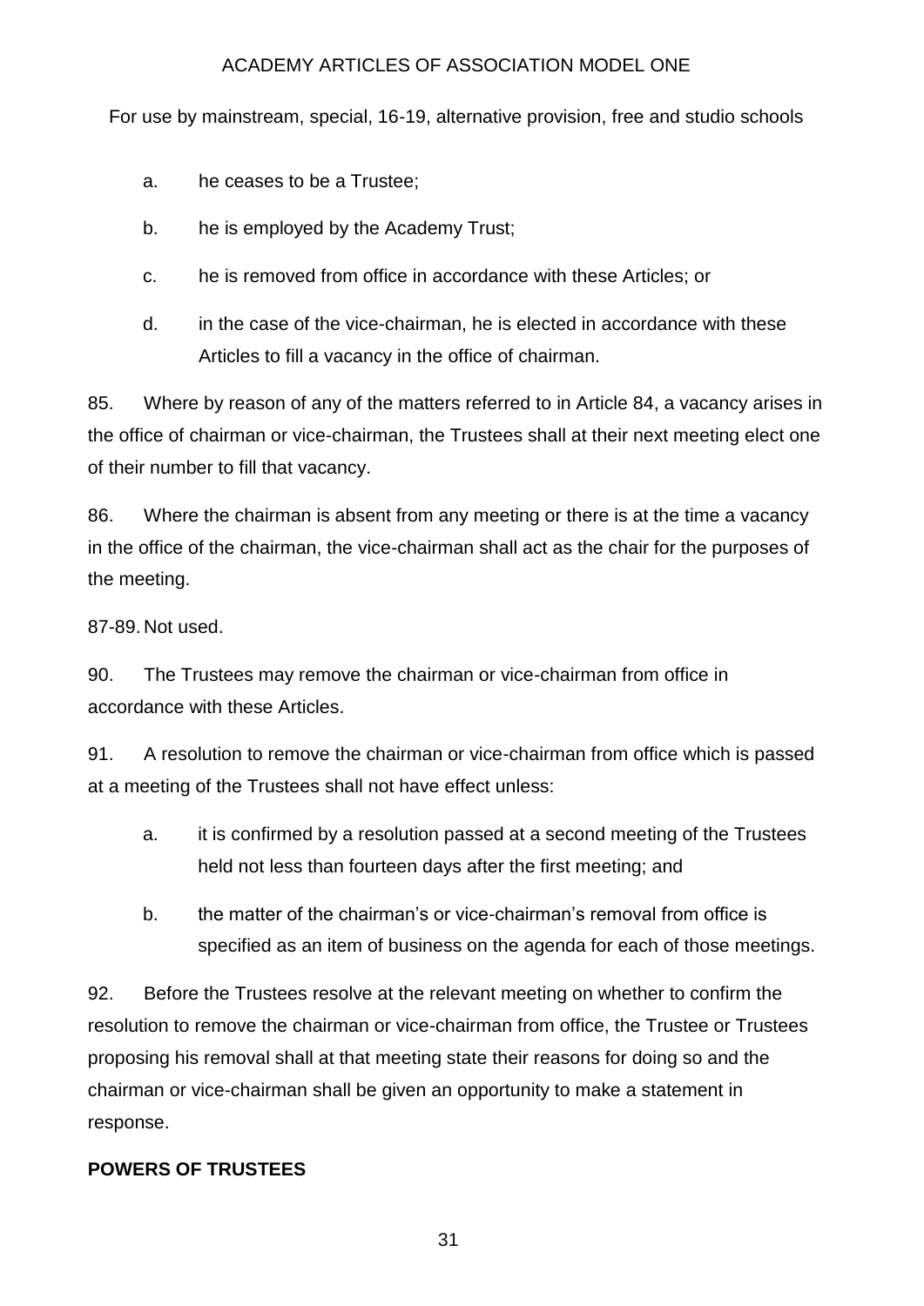a. he ceases to be a Trustee;

b. he is employed by the Academy Trust;

c. he is removed from office in accordance with these Articles; or

d. in the case of the vice-chairman, he is elected in accordance with these Articles to fill a vacancy in the office of chairman.

85. Where by reason of any of the matters referred to in Article 84, a vacancy arises in the office of chairman or vice-chairman, the Trustees shall at their next meeting elect one of their number to fill that vacancy.

86. Where the chairman is absent from any meeting or there is at the time a vacancy in the office of the chairman, the vice-chairman shall act as the chair for the purposes of the meeting.

87-89. Not used.

90. The Trustees may remove the chairman or vice-chairman from office in accordance with these Articles.

91. A resolution to remove the chairman or vice-chairman from office which is passed at a meeting of the Trustees shall not have effect unless:

a. it is confirmed by a resolution passed at a second meeting of the Trustees held not less than fourteen days after the first meeting; and

b. the matter of the chairman's or vice-chairman's removal from office is specified as an item of business on the agenda for each of those meetings.

92. Before the Trustees resolve at the relevant meeting on whether to confirm the resolution to remove the chairman or vice-chairman from office, the Trustee or Trustees proposing his removal shall at that meeting state their reasons for doing so and the chairman or vice-chairman shall be given an opportunity to make a statement in response.

**POWERS OF TRUSTEES**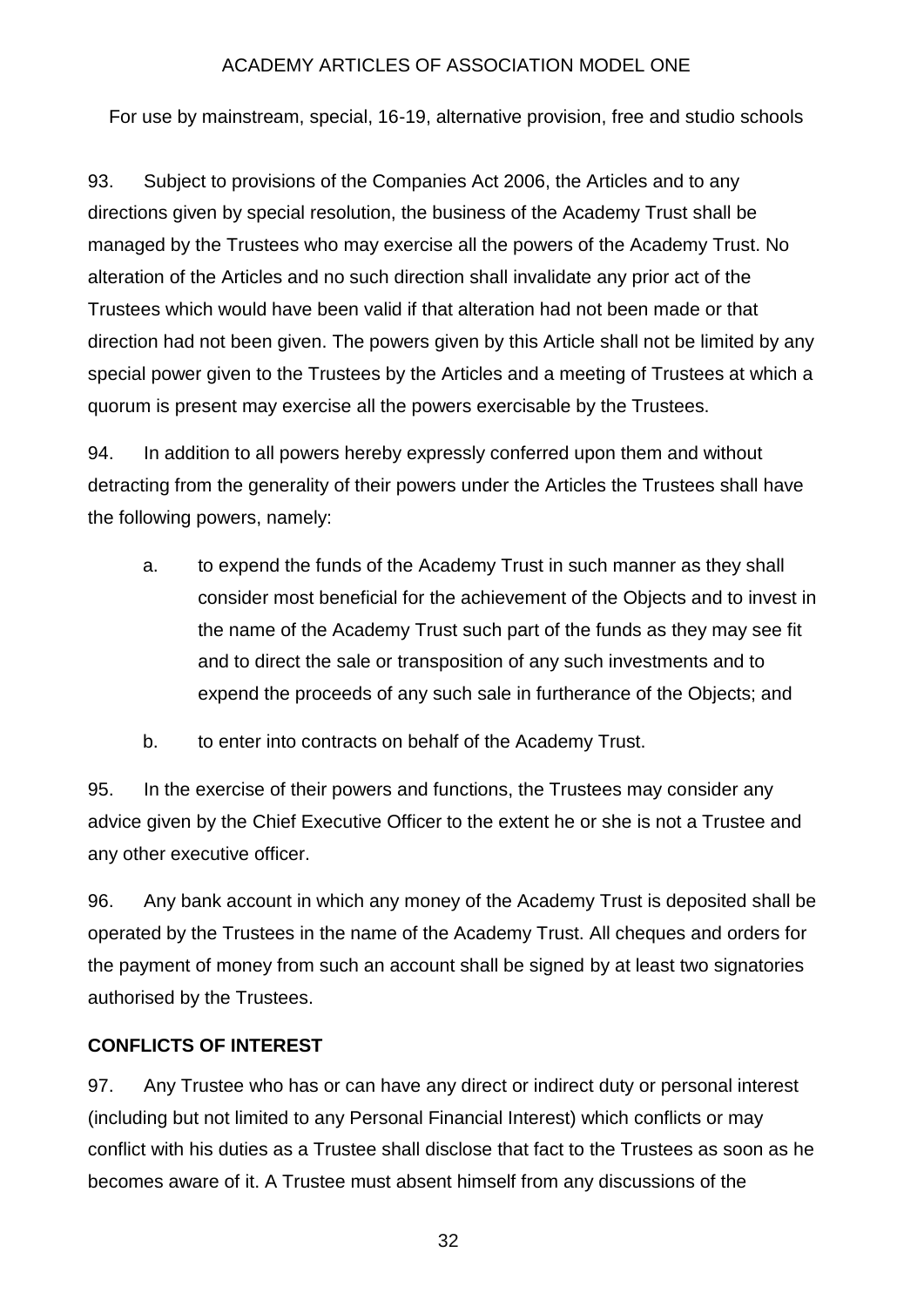93. Subject to provisions of the Companies Act 2006, the Articles and to any directions given by special resolution, the business of the Academy Trust shall be managed by the Trustees who may exercise all the powers of the Academy Trust. No alteration of the Articles and no such direction shall invalidate any prior act of the Trustees which would have been valid if that alteration had not been made or that direction had not been given. The powers given by this Article shall not be limited by any special power given to the Trustees by the Articles and a meeting of Trustees at which a quorum is present may exercise all the powers exercisable by the Trustees.

94. In addition to all powers hereby expressly conferred upon them and without detracting from the generality of their powers under the Articles the Trustees shall have the following powers, namely:

a. to expend the funds of the Academy Trust in such manner as they shall consider most beneficial for the achievement of the Objects and to invest in the name of the Academy Trust such part of the funds as they may see fit and to direct the sale or transposition of any such investments and to expend the proceeds of any such sale in furtherance of the Objects; and

b. to enter into contracts on behalf of the Academy Trust.

95. In the exercise of their powers and functions, the Trustees may consider any advice given by the Chief Executive Officer to the extent he or she is not a Trustee and any other executive officer.

96. Any bank account in which any money of the Academy Trust is deposited shall be operated by the Trustees in the name of the Academy Trust. All cheques and orders for the payment of money from such an account shall be signed by at least two signatories authorised by the Trustees.

**CONFLICTS OF INTEREST**

97. Any Trustee who has or can have any direct or indirect duty or personal interest (including but not limited to any Personal Financial Interest) which conflicts or may conflict with his duties as a Trustee shall disclose that fact to the Trustees as soon as he becomes aware of it. A Trustee must absent himself from any discussions of the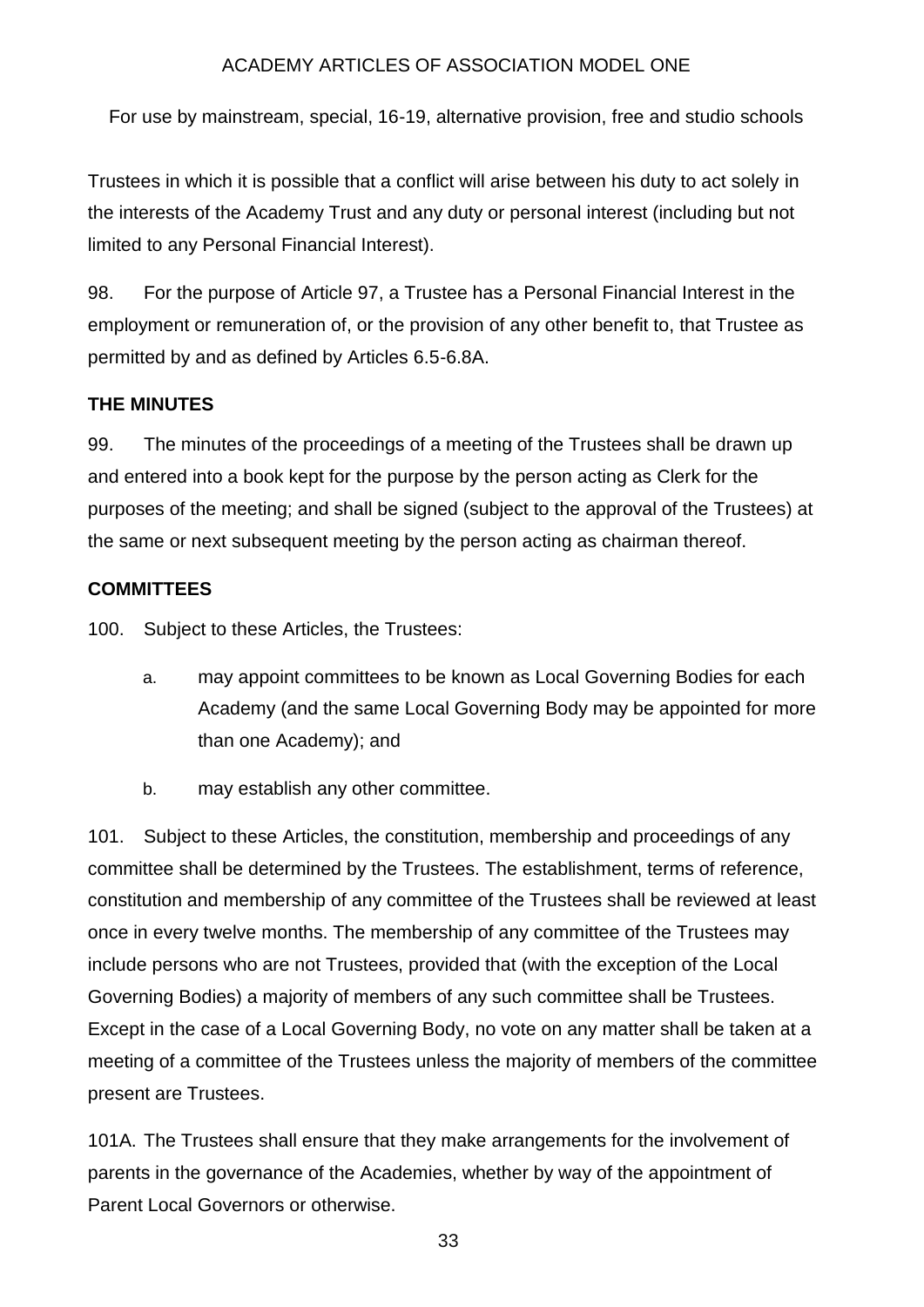Trustees in which it is possible that a conflict will arise between his duty to act solely in the interests of the Academy Trust and any duty or personal interest (including but not limited to any Personal Financial Interest).

98. For the purpose of Article 97, a Trustee has a Personal Financial Interest in the employment or remuneration of, or the provision of any other benefit to, that Trustee as permitted by and as defined by Articles 6.5-6.8A.

**THE MINUTES**

99. The minutes of the proceedings of a meeting of the Trustees shall be drawn up and entered into a book kept for the purpose by the person acting as Clerk for the purposes of the meeting; and shall be signed (subject to the approval of the Trustees) at the same or next subsequent meeting by the person acting as chairman thereof.

**COMMITTEES**

100. Subject to these Articles, the Trustees:

a. may appoint committees to be known as Local Governing Bodies for each Academy (and the same Local Governing Body may be appointed for more than one Academy); and

b. may establish any other committee.

101. Subject to these Articles, the constitution, membership and proceedings of any committee shall be determined by the Trustees. The establishment, terms of reference, constitution and membership of any committee of the Trustees shall be reviewed at least once in every twelve months. The membership of any committee of the Trustees may include persons who are not Trustees, provided that (with the exception of the Local Governing Bodies) a majority of members of any such committee shall be Trustees. Except in the case of a Local Governing Body, no vote on any matter shall be taken at a meeting of a committee of the Trustees unless the majority of members of the committee present are Trustees.

101A. The Trustees shall ensure that they make arrangements for the involvement of parents in the governance of the Academies, whether by way of the appointment of Parent Local Governors or otherwise.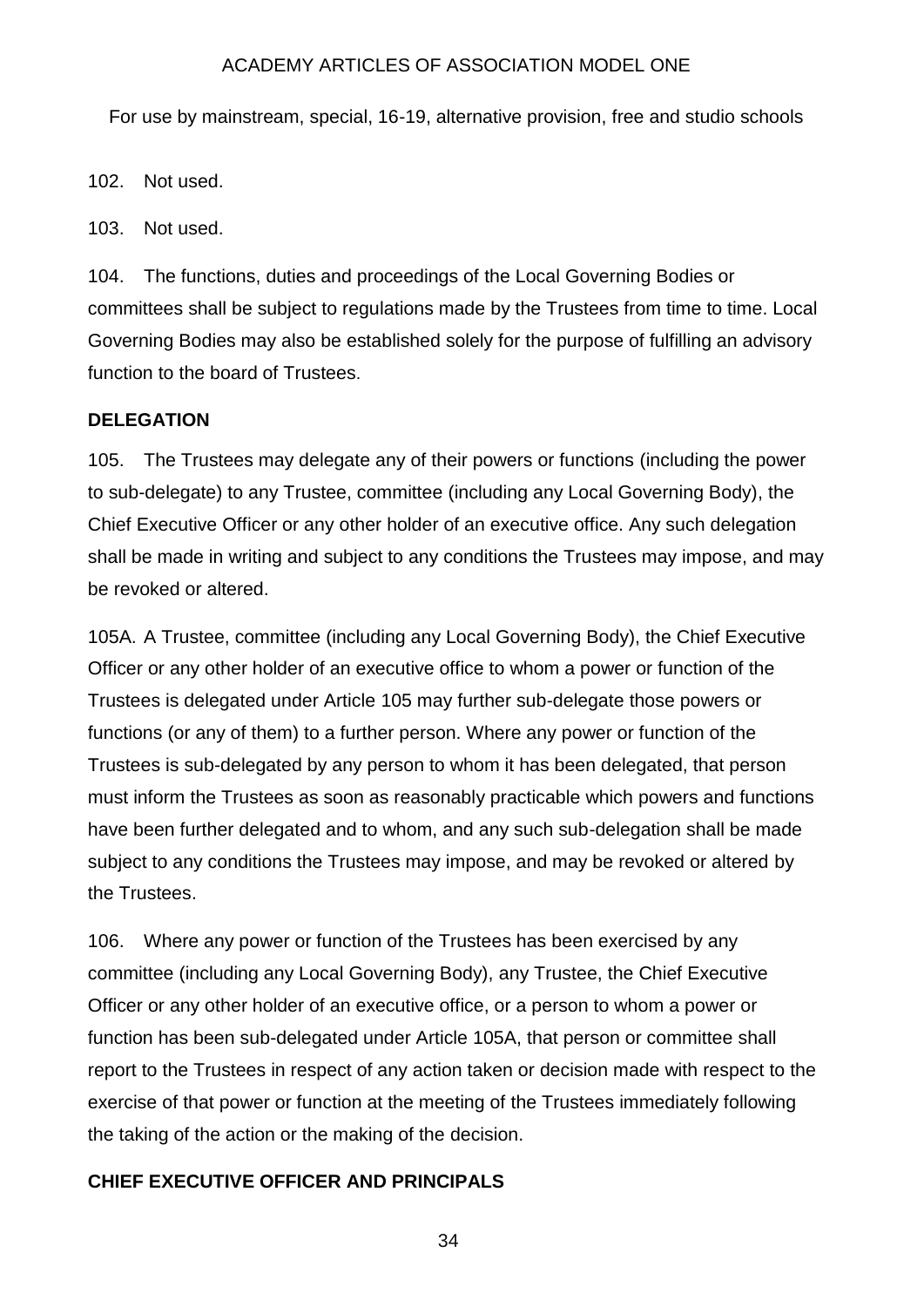102. Not used.

103. Not used.

104. The functions, duties and proceedings of the Local Governing Bodies or committees shall be subject to regulations made by the Trustees from time to time. Local Governing Bodies may also be established solely for the purpose of fulfilling an advisory function to the board of Trustees.

**DELEGATION**

105. The Trustees may delegate any of their powers or functions (including the power to sub-delegate) to any Trustee, committee (including any Local Governing Body), the Chief Executive Officer or any other holder of an executive office. Any such delegation shall be made in writing and subject to any conditions the Trustees may impose, and may be revoked or altered.

105A. A Trustee, committee (including any Local Governing Body), the Chief Executive Officer or any other holder of an executive office to whom a power or function of the Trustees is delegated under Article 105 may further sub-delegate those powers or functions (or any of them) to a further person. Where any power or function of the Trustees is sub-delegated by any person to whom it has been delegated, that person must inform the Trustees as soon as reasonably practicable which powers and functions have been further delegated and to whom, and any such sub-delegation shall be made subject to any conditions the Trustees may impose, and may be revoked or altered by the Trustees.

106. Where any power or function of the Trustees has been exercised by any committee (including any Local Governing Body), any Trustee, the Chief Executive Officer or any other holder of an executive office, or a person to whom a power or function has been sub-delegated under Article 105A, that person or committee shall report to the Trustees in respect of any action taken or decision made with respect to the exercise of that power or function at the meeting of the Trustees immediately following the taking of the action or the making of the decision.

**CHIEF EXECUTIVE OFFICER AND PRINCIPALS**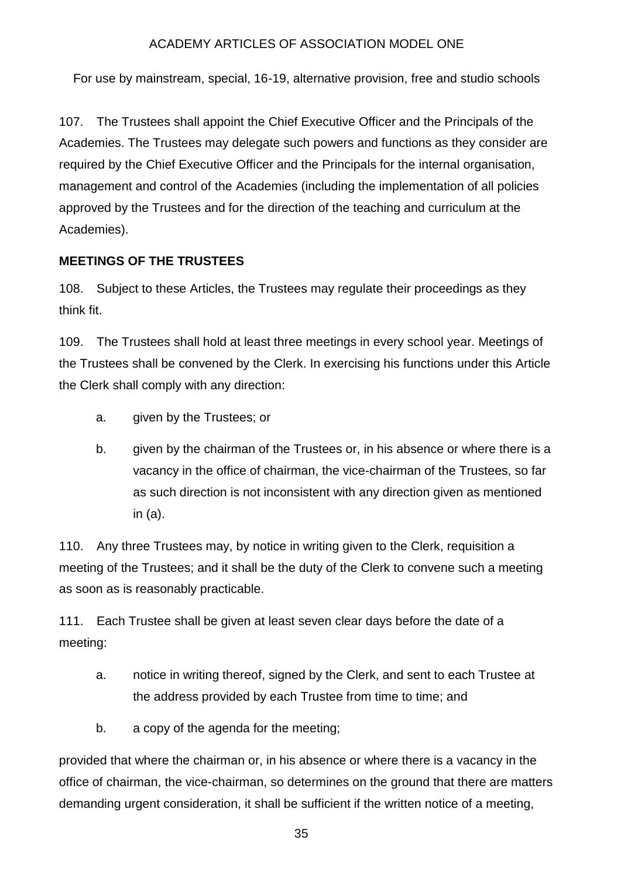107. The Trustees shall appoint the Chief Executive Officer and the Principals of the Academies. The Trustees may delegate such powers and functions as they consider are required by the Chief Executive Officer and the Principals for the internal organisation, management and control of the Academies (including the implementation of all policies approved by the Trustees and for the direction of the teaching and curriculum at the Academies).

**MEETINGS OF THE TRUSTEES**

108. Subject to these Articles, the Trustees may regulate their proceedings as they think fit.

109. The Trustees shall hold at least three meetings in every school year. Meetings of the Trustees shall be convened by the Clerk. In exercising his functions under this Article the Clerk shall comply with any direction:

a. given by the Trustees; or

b. given by the chairman of the Trustees or, in his absence or where there is a vacancy in the office of chairman, the vice-chairman of the Trustees, so far as such direction is not inconsistent with any direction given as mentioned in (a).

110. Any three Trustees may, by notice in writing given to the Clerk, requisition a meeting of the Trustees; and it shall be the duty of the Clerk to convene such a meeting as soon as is reasonably practicable.

111. Each Trustee shall be given at least seven clear days before the date of a meeting:

a. notice in writing thereof, signed by the Clerk, and sent to each Trustee at the address provided by each Trustee from time to time; and

b. a copy of the agenda for the meeting;

provided that where the chairman or, in his absence or where there is a vacancy in the office of chairman, the vice-chairman, so determines on the ground that there are matters demanding urgent consideration, it shall be sufficient if the written notice of a meeting,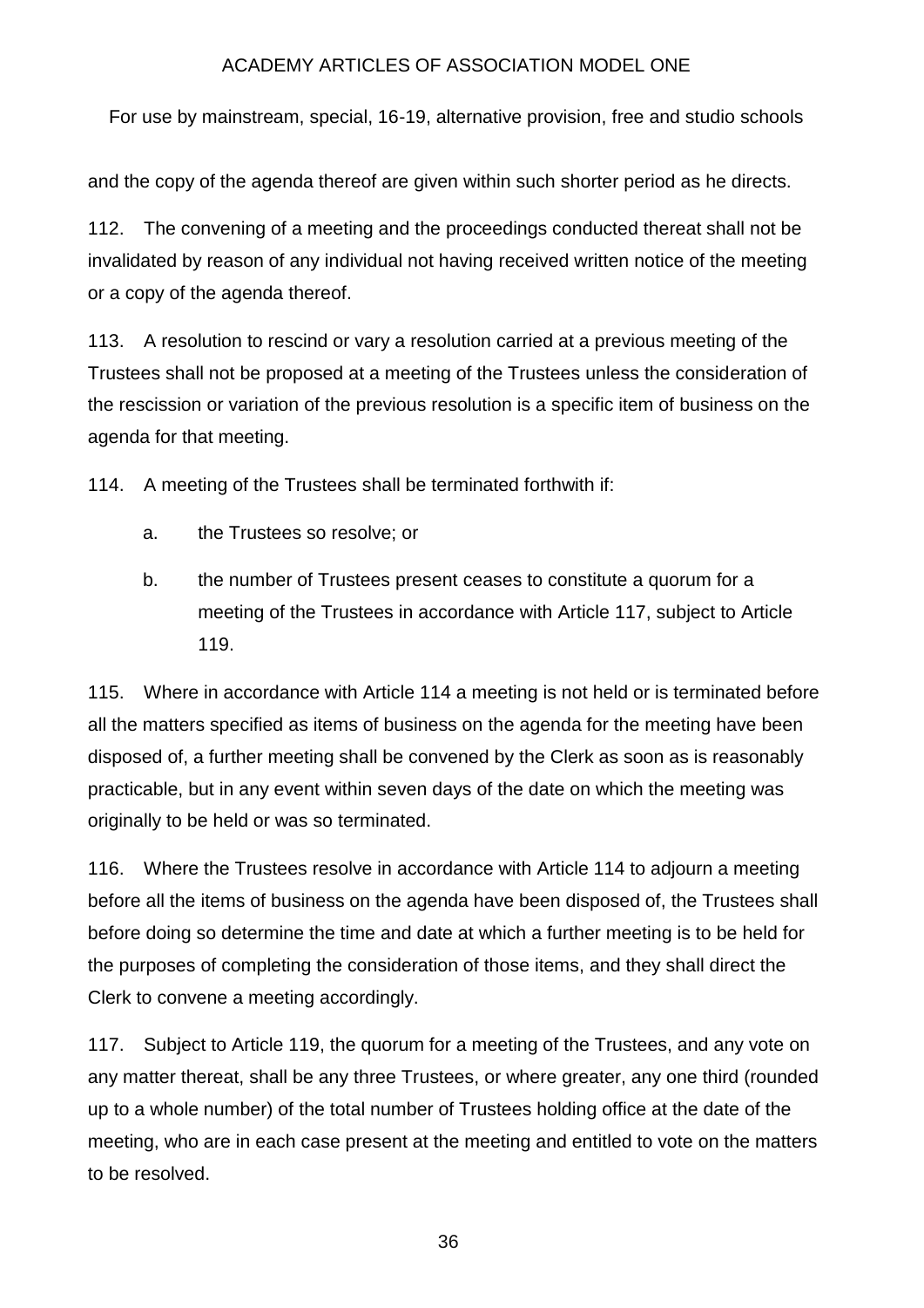and the copy of the agenda thereof are given within such shorter period as he directs.

112. The convening of a meeting and the proceedings conducted thereat shall not be invalidated by reason of any individual not having received written notice of the meeting or a copy of the agenda thereof.

113. A resolution to rescind or vary a resolution carried at a previous meeting of the Trustees shall not be proposed at a meeting of the Trustees unless the consideration of the rescission or variation of the previous resolution is a specific item of business on the agenda for that meeting.

114. A meeting of the Trustees shall be terminated forthwith if:

a. the Trustees so resolve; or

b. the number of Trustees present ceases to constitute a quorum for a meeting of the Trustees in accordance with Article 117, subject to Article 119.

115. Where in accordance with Article 114 a meeting is not held or is terminated before all the matters specified as items of business on the agenda for the meeting have been disposed of, a further meeting shall be convened by the Clerk as soon as is reasonably practicable, but in any event within seven days of the date on which the meeting was originally to be held or was so terminated.

116. Where the Trustees resolve in accordance with Article 114 to adjourn a meeting before all the items of business on the agenda have been disposed of, the Trustees shall before doing so determine the time and date at which a further meeting is to be held for the purposes of completing the consideration of those items, and they shall direct the Clerk to convene a meeting accordingly.

117. Subject to Article 119, the quorum for a meeting of the Trustees, and any vote on any matter thereat, shall be any three Trustees, or where greater, any one third (rounded up to a whole number) of the total number of Trustees holding office at the date of the meeting, who are in each case present at the meeting and entitled to vote on the matters to be resolved.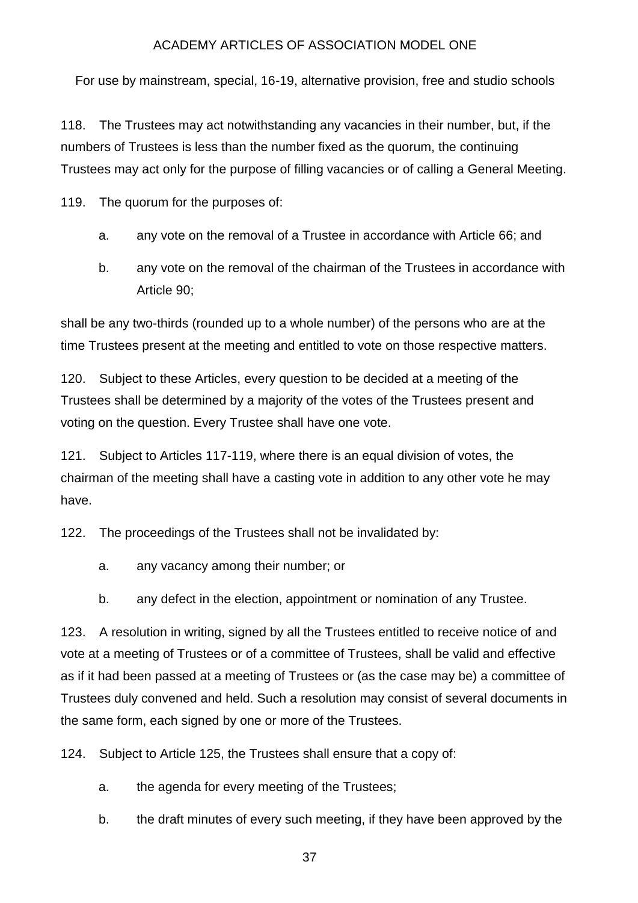118. The Trustees may act notwithstanding any vacancies in their number, but, if the numbers of Trustees is less than the number fixed as the quorum, the continuing Trustees may act only for the purpose of filling vacancies or of calling a General Meeting.

119. The quorum for the purposes of:

a. any vote on the removal of a Trustee in accordance with Article 66; and

b. any vote on the removal of the chairman of the Trustees in accordance with Article 90;

shall be any two-thirds (rounded up to a whole number) of the persons who are at the time Trustees present at the meeting and entitled to vote on those respective matters.

120. Subject to these Articles, every question to be decided at a meeting of the Trustees shall be determined by a majority of the votes of the Trustees present and voting on the question. Every Trustee shall have one vote.

121. Subject to Articles 117-119, where there is an equal division of votes, the chairman of the meeting shall have a casting vote in addition to any other vote he may have.

122. The proceedings of the Trustees shall not be invalidated by:

a. any vacancy among their number; or

b. any defect in the election, appointment or nomination of any Trustee.

123. A resolution in writing, signed by all the Trustees entitled to receive notice of and vote at a meeting of Trustees or of a committee of Trustees, shall be valid and effective as if it had been passed at a meeting of Trustees or (as the case may be) a committee of Trustees duly convened and held. Such a resolution may consist of several documents in the same form, each signed by one or more of the Trustees.

124. Subject to Article 125, the Trustees shall ensure that a copy of:

a. the agenda for every meeting of the Trustees;

b. the draft minutes of every such meeting, if they have been approved by the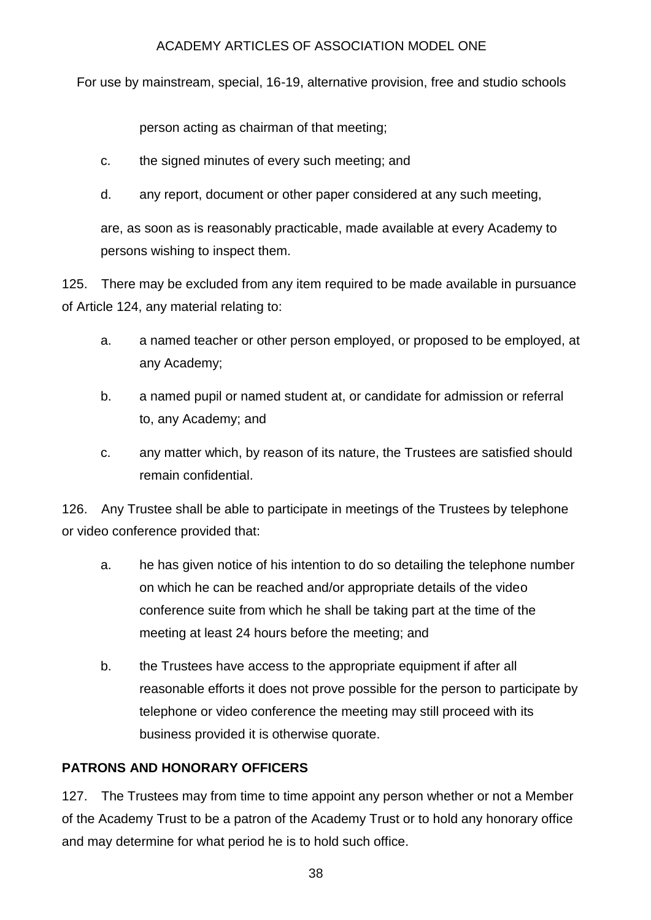person acting as chairman of that meeting;

c. the signed minutes of every such meeting; and

d. any report, document or other paper considered at any such meeting,

are, as soon as is reasonably practicable, made available at every Academy to persons wishing to inspect them.

125. There may be excluded from any item required to be made available in pursuance of Article 124, any material relating to:

a. a named teacher or other person employed, or proposed to be employed, at any Academy;

b. a named pupil or named student at, or candidate for admission or referral to, any Academy; and

c. any matter which, by reason of its nature, the Trustees are satisfied should remain confidential.

126. Any Trustee shall be able to participate in meetings of the Trustees by telephone or video conference provided that:

a. he has given notice of his intention to do so detailing the telephone number on which he can be reached and/or appropriate details of the video conference suite from which he shall be taking part at the time of the meeting at least 24 hours before the meeting; and

b. the Trustees have access to the appropriate equipment if after all reasonable efforts it does not prove possible for the person to participate by telephone or video conference the meeting may still proceed with its business provided it is otherwise quorate.

**PATRONS AND HONORARY OFFICERS**

127. The Trustees may from time to time appoint any person whether or not a Member of the Academy Trust to be a patron of the Academy Trust or to hold any honorary office and may determine for what period he is to hold such office.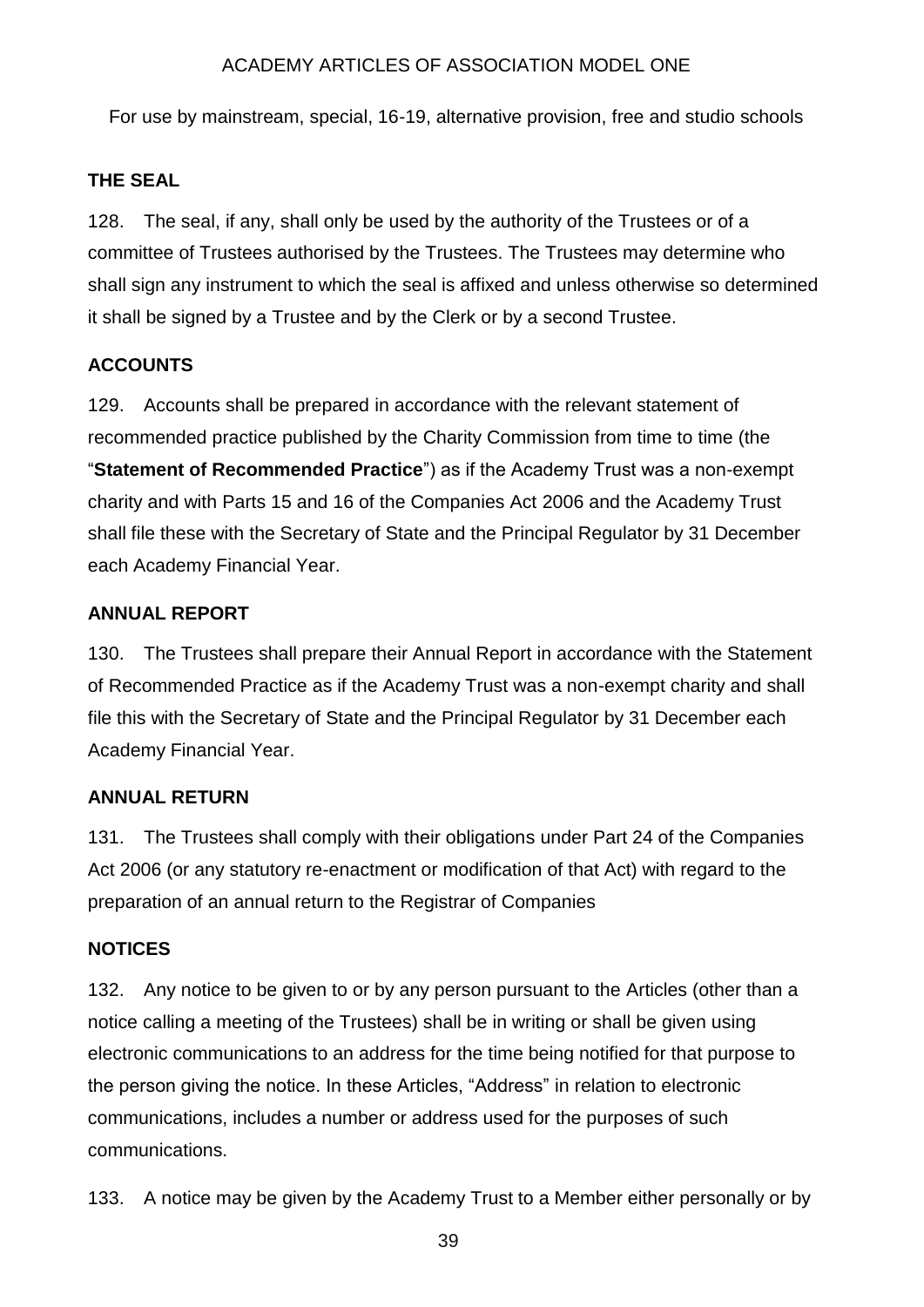### THE SEAL

128. The seal, if any, shall only be used by the authority of the Trustees or of a committee of Trustees authorised by the Trustees. The Trustees may determine who shall sign any instrument to which the seal is affixed and unless otherwise so determined it shall be signed by a Trustee and by the Clerk or by a second Trustee.

### ACCOUNTS

129. Accounts shall be prepared in accordance with the relevant statement of recommended practice published by the Charity Commission from time to time (the "**Statement of Recommended Practice**") as if the Academy Trust was a non-exempt charity and with Parts 15 and 16 of the Companies Act 2006 and the Academy Trust shall file these with the Secretary of State and the Principal Regulator by 31 December each Academy Financial Year.

### ANNUAL REPORT

130. The Trustees shall prepare their Annual Report in accordance with the Statement of Recommended Practice as if the Academy Trust was a non-exempt charity and shall file this with the Secretary of State and the Principal Regulator by 31 December each Academy Financial Year.

### ANNUAL RETURN

131. The Trustees shall comply with their obligations under Part 24 of the Companies Act 2006 (or any statutory re-enactment or modification of that Act) with regard to the preparation of an annual return to the Registrar of Companies

### NOTICES

132. Any notice to be given to or by any person pursuant to the Articles (other than a notice calling a meeting of the Trustees) shall be in writing or shall be given using electronic communications to an address for the time being notified for that purpose to the person giving the notice. In these Articles, "Address" in relation to electronic communications, includes a number or address used for the purposes of such communications.

133. A notice may be given by the Academy Trust to a Member either personally or by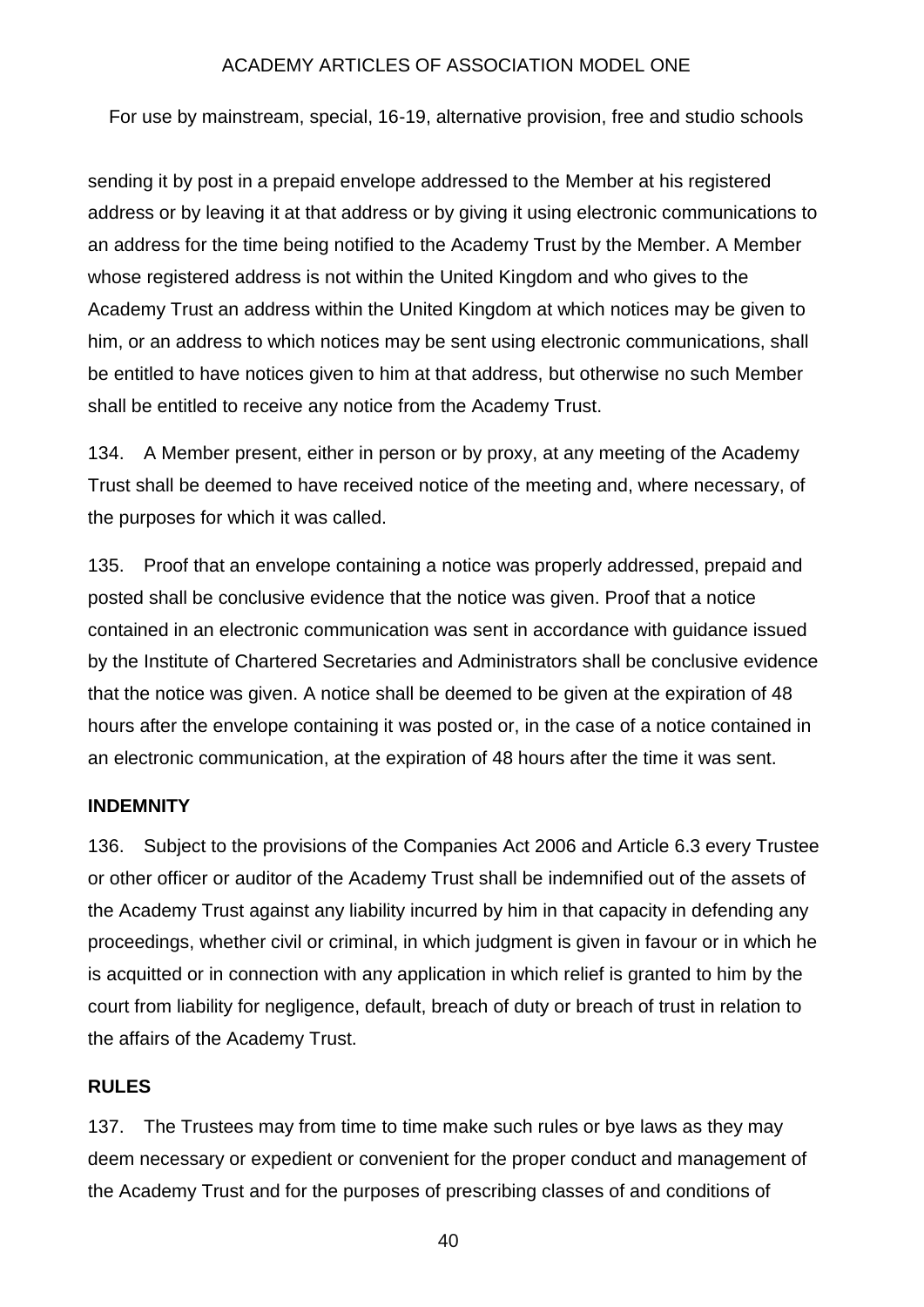sending it by post in a prepaid envelope addressed to the Member at his registered address or by leaving it at that address or by giving it using electronic communications to an address for the time being notified to the Academy Trust by the Member. A Member whose registered address is not within the United Kingdom and who gives to the Academy Trust an address within the United Kingdom at which notices may be given to him, or an address to which notices may be sent using electronic communications, shall be entitled to have notices given to him at that address, but otherwise no such Member shall be entitled to receive any notice from the Academy Trust.

134. A Member present, either in person or by proxy, at any meeting of the Academy Trust shall be deemed to have received notice of the meeting and, where necessary, of the purposes for which it was called.

135. Proof that an envelope containing a notice was properly addressed, prepaid and posted shall be conclusive evidence that the notice was given. Proof that a notice contained in an electronic communication was sent in accordance with guidance issued by the Institute of Chartered Secretaries and Administrators shall be conclusive evidence that the notice was given. A notice shall be deemed to be given at the expiration of 48 hours after the envelope containing it was posted or, in the case of a notice contained in an electronic communication, at the expiration of 48 hours after the time it was sent.

**INDEMNITY**

136. Subject to the provisions of the Companies Act 2006 and Article 6.3 every Trustee or other officer or auditor of the Academy Trust shall be indemnified out of the assets of the Academy Trust against any liability incurred by him in that capacity in defending any proceedings, whether civil or criminal, in which judgment is given in favour or in which he is acquitted or in connection with any application in which relief is granted to him by the court from liability for negligence, default, breach of duty or breach of trust in relation to the affairs of the Academy Trust.

**RULES**

137. The Trustees may from time to time make such rules or bye laws as they may deem necessary or expedient or convenient for the proper conduct and management of the Academy Trust and for the purposes of prescribing classes of and conditions of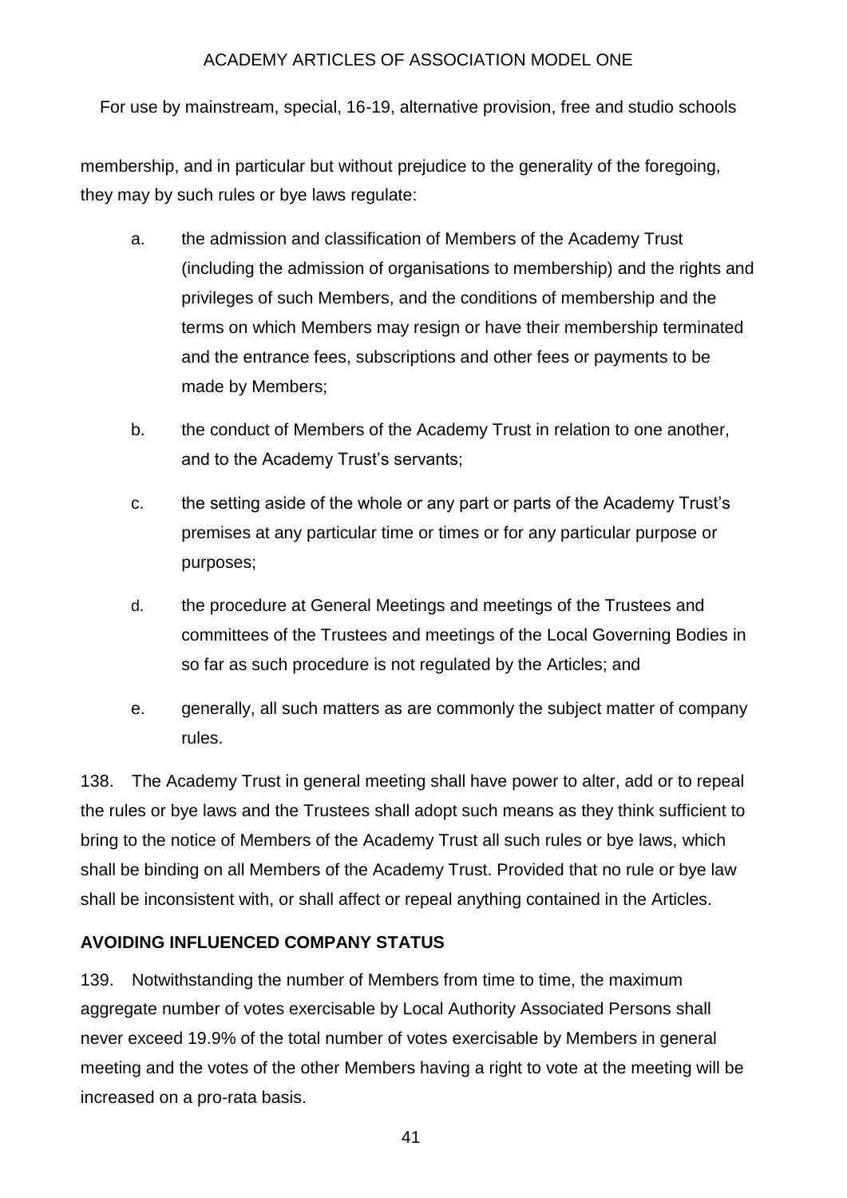membership, and in particular but without prejudice to the generality of the foregoing, they may by such rules or bye laws regulate:

a. the admission and classification of Members of the Academy Trust (including the admission of organisations to membership) and the rights and privileges of such Members, and the conditions of membership and the terms on which Members may resign or have their membership terminated and the entrance fees, subscriptions and other fees or payments to be made by Members;

b. the conduct of Members of the Academy Trust in relation to one another, and to the Academy Trust's servants;

c. the setting aside of the whole or any part or parts of the Academy Trust's premises at any particular time or times or for any particular purpose or purposes;

d. the procedure at General Meetings and meetings of the Trustees and committees of the Trustees and meetings of the Local Governing Bodies in so far as such procedure is not regulated by the Articles; and

e. generally, all such matters as are commonly the subject matter of company rules.

138. The Academy Trust in general meeting shall have power to alter, add or to repeal the rules or bye laws and the Trustees shall adopt such means as they think sufficient to bring to the notice of Members of the Academy Trust all such rules or bye laws, which shall be binding on all Members of the Academy Trust. Provided that no rule or bye law shall be inconsistent with, or shall affect or repeal anything contained in the Articles.

**AVOIDING INFLUENCED COMPANY STATUS**

139. Notwithstanding the number of Members from time to time, the maximum aggregate number of votes exercisable by Local Authority Associated Persons shall never exceed 19.9% of the total number of votes exercisable by Members in general meeting and the votes of the other Members having a right to vote at the meeting will be increased on a pro-rata basis.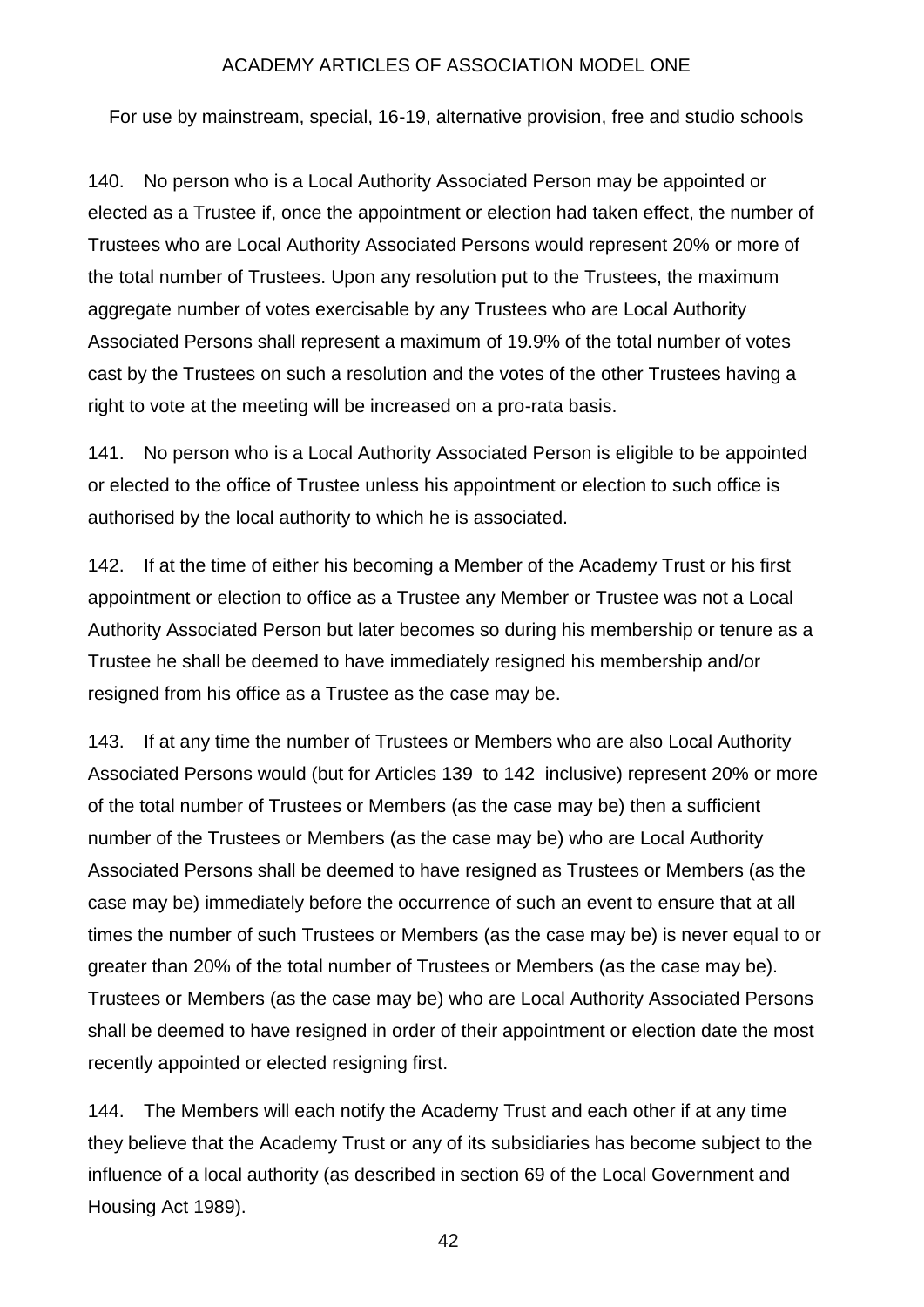140. No person who is a Local Authority Associated Person may be appointed or elected as a Trustee if, once the appointment or election had taken effect, the number of Trustees who are Local Authority Associated Persons would represent 20% or more of the total number of Trustees. Upon any resolution put to the Trustees, the maximum aggregate number of votes exercisable by any Trustees who are Local Authority Associated Persons shall represent a maximum of 19.9% of the total number of votes cast by the Trustees on such a resolution and the votes of the other Trustees having a right to vote at the meeting will be increased on a pro-rata basis.

141. No person who is a Local Authority Associated Person is eligible to be appointed or elected to the office of Trustee unless his appointment or election to such office is authorised by the local authority to which he is associated.

142. If at the time of either his becoming a Member of the Academy Trust or his first appointment or election to office as a Trustee any Member or Trustee was not a Local Authority Associated Person but later becomes so during his membership or tenure as a Trustee he shall be deemed to have immediately resigned his membership and/or resigned from his office as a Trustee as the case may be.

143. If at any time the number of Trustees or Members who are also Local Authority Associated Persons would (but for Articles 139 to 142 inclusive) represent 20% or more of the total number of Trustees or Members (as the case may be) then a sufficient number of the Trustees or Members (as the case may be) who are Local Authority Associated Persons shall be deemed to have resigned as Trustees or Members (as the case may be) immediately before the occurrence of such an event to ensure that at all times the number of such Trustees or Members (as the case may be) is never equal to or greater than 20% of the total number of Trustees or Members (as the case may be). Trustees or Members (as the case may be) who are Local Authority Associated Persons shall be deemed to have resigned in order of their appointment or election date the most recently appointed or elected resigning first.

144. The Members will each notify the Academy Trust and each other if at any time they believe that the Academy Trust or any of its subsidiaries has become subject to the influence of a local authority (as described in section 69 of the Local Government and Housing Act 1989).